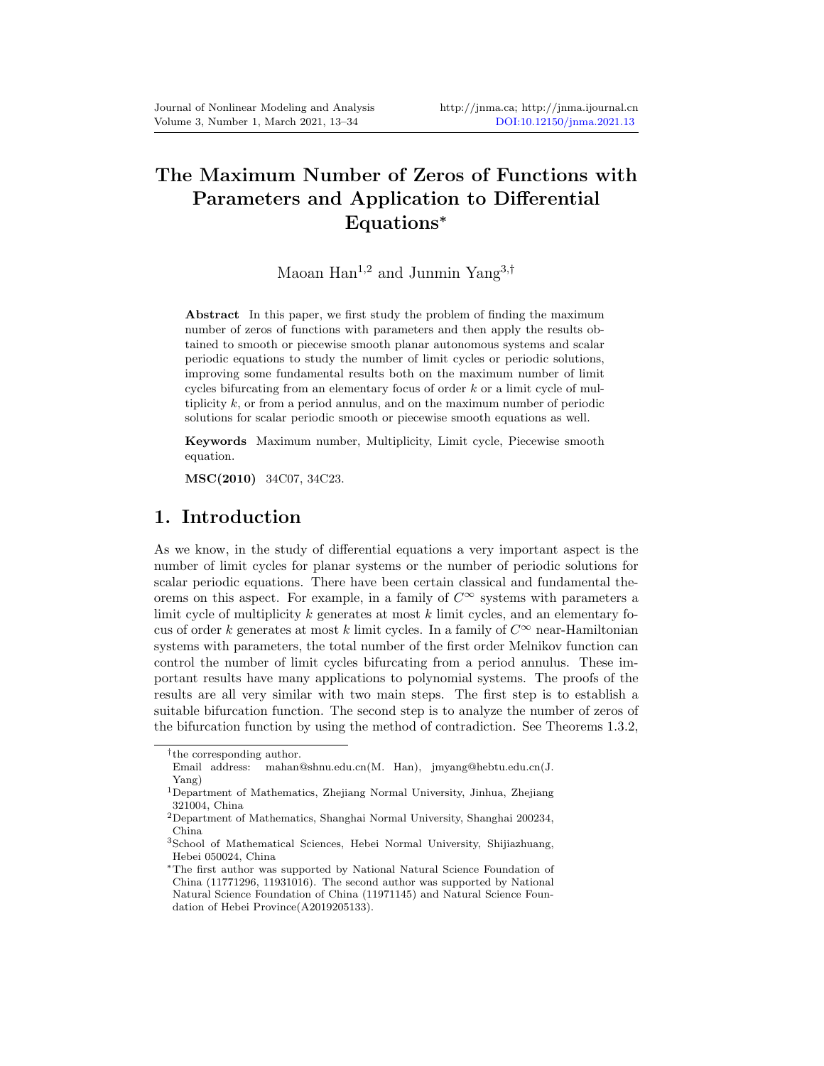# The Maximum Number of Zeros of Functions with Parameters and Application to Differential Equations*

Maoan Han[1,2] and Junmin Yang[3,†]

**Abstract** In this paper, we first study the problem of finding the maximum number of zeros of functions with parameters and then apply the results obtained to smooth or piecewise smooth planar autonomous systems and scalar periodic equations to study the number of limit cycles or periodic solutions, improving some fundamental results both on the maximum number of limit cycles bifurcating from an elementary focus of order $k$ or a limit cycle of multiplicity $k$, or from a period annulus, and on the maximum number of periodic solutions for scalar periodic smooth or piecewise smooth equations as well.

**Keywords** Maximum number, Multiplicity, Limit cycle, Piecewise smooth equation.

**MSC(2010)** 34C07, 34C23.

## 1. Introduction

As we know, in the study of differential equations a very important aspect is the number of limit cycles for planar systems or the number of periodic solutions for scalar periodic equations. There have been certain classical and fundamental theorems on this aspect. For example, in a family of $C^\infty$ systems with parameters a limit cycle of multiplicity $k$ generates at most $k$ limit cycles, and an elementary focus of order $k$ generates at most $k$ limit cycles. In a family of $C^\infty$ near-Hamiltonian systems with parameters, the total number of the first order Melnikov function can control the number of limit cycles bifurcating from a period annulus. These important results have many applications to polynomial systems. The proofs of the results are all very similar with two main steps. The first step is to establish a suitable bifurcation function. The second step is to analyze the number of zeros of the bifurcation function by using the method of contradiction. See Theorems 1.3.2,

---

†the corresponding author.
Email address: mahan@shnu.edu.cn(M. Han), jmyang@hebtu.edu.cn(J. Yang)

[1]Department of Mathematics, Zhejiang Normal University, Jinhua, Zhejiang 321004, China

[2]Department of Mathematics, Shanghai Normal University, Shanghai 200234, China

[3]School of Mathematical Sciences, Hebei Normal University, Shijiazhuang, Hebei 050024, China

*The first author was supported by National Natural Science Foundation of China (11771296, 11931016). The second author was supported by National Natural Science Foundation of China (11971145) and Natural Science Foundation of Hebei Province(A2019205133).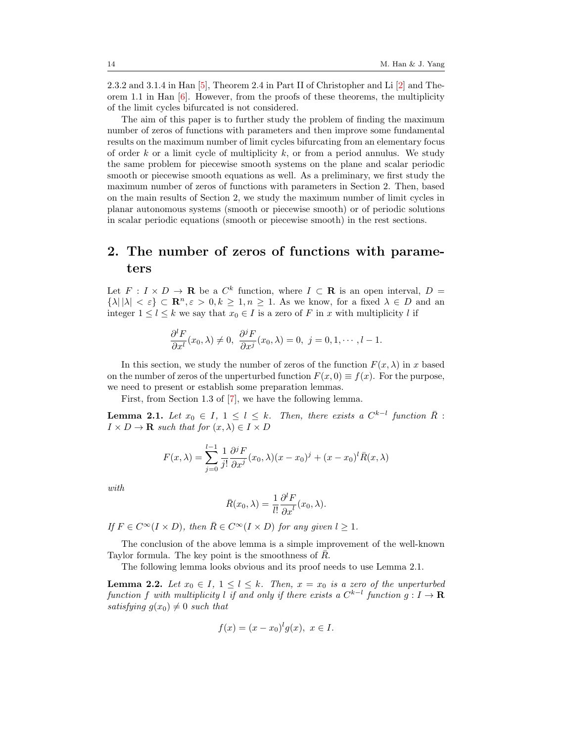2.3.2 and 3.1.4 in Han [5], Theorem 2.4 in Part II of Christopher and Li [2] and Theorem 1.1 in Han [6]. However, from the proofs of these theorems, the multiplicity of the limit cycles bifurcated is not considered.

The aim of this paper is to further study the problem of finding the maximum number of zeros of functions with parameters and then improve some fundamental results on the maximum number of limit cycles bifurcating from an elementary focus of order $k$ or a limit cycle of multiplicity $k$, or from a period annulus. We study the same problem for piecewise smooth systems on the plane and scalar periodic smooth or piecewise smooth equations as well. As a preliminary, we first study the maximum number of zeros of functions with parameters in Section 2. Then, based on the main results of Section 2, we study the maximum number of limit cycles in planar autonomous systems (smooth or piecewise smooth) or of periodic solutions in scalar periodic equations (smooth or piecewise smooth) in the rest sections.

## 2. The number of zeros of functions with parameters

Let $F : I \times D \to \mathbf{R}$ be a $C^k$ function, where $I \subset \mathbf{R}$ is an open interval, $D = \{\lambda | |\lambda| < \varepsilon\} \subset \mathbf{R}^n, \varepsilon > 0, k \geq 1, n \geq 1$. As we know, for a fixed $\lambda \in D$ and an integer $1 \leq l \leq k$ we say that $x_0 \in I$ is a zero of $F$ in $x$ with multiplicity $l$ if

$$\frac{\partial^l F}{\partial x^l}(x_0, \lambda) \neq 0, \ \frac{\partial^j F}{\partial x^j}(x_0, \lambda) = 0, \ j = 0, 1, \cdots, l-1.$$

In this section, we study the number of zeros of the function $F(x, \lambda)$ in $x$ based on the number of zeros of the unperturbed function $F(x, 0) \equiv f(x)$. For the purpose, we need to present or establish some preparation lemmas.

First, from Section 1.3 of [7], we have the following lemma.

**Lemma 2.1.** *Let $x_0 \in I$, $1 \leq l \leq k$. Then, there exists a $C^{k-l}$ function $\bar{R} : I \times D \to \mathbf{R}$ such that for $(x, \lambda) \in I \times D$*

$$F(x, \lambda) = \sum_{j=0}^{l-1} \frac{1}{j!} \frac{\partial^j F}{\partial x^j}(x_0, \lambda)(x - x_0)^j + (x - x_0)^l \bar{R}(x, \lambda)$$

*with*

$$\bar{R}(x_0, \lambda) = \frac{1}{l!} \frac{\partial^l F}{\partial x^l}(x_0, \lambda).$$

*If $F \in C^\infty(I \times D)$, then $\bar{R} \in C^\infty(I \times D)$ for any given $l \geq 1$.*

The conclusion of the above lemma is a simple improvement of the well-known Taylor formula. The key point is the smoothness of $\bar{R}$.

The following lemma looks obvious and its proof needs to use Lemma 2.1.

**Lemma 2.2.** *Let $x_0 \in I$, $1 \leq l \leq k$. Then, $x = x_0$ is a zero of the unperturbed function $f$ with multiplicity $l$ if and only if there exists a $C^{k-l}$ function $g : I \to \mathbf{R}$ satisfying $g(x_0) \neq 0$ such that*

$$f(x) = (x - x_0)^l g(x), \ x \in I.$$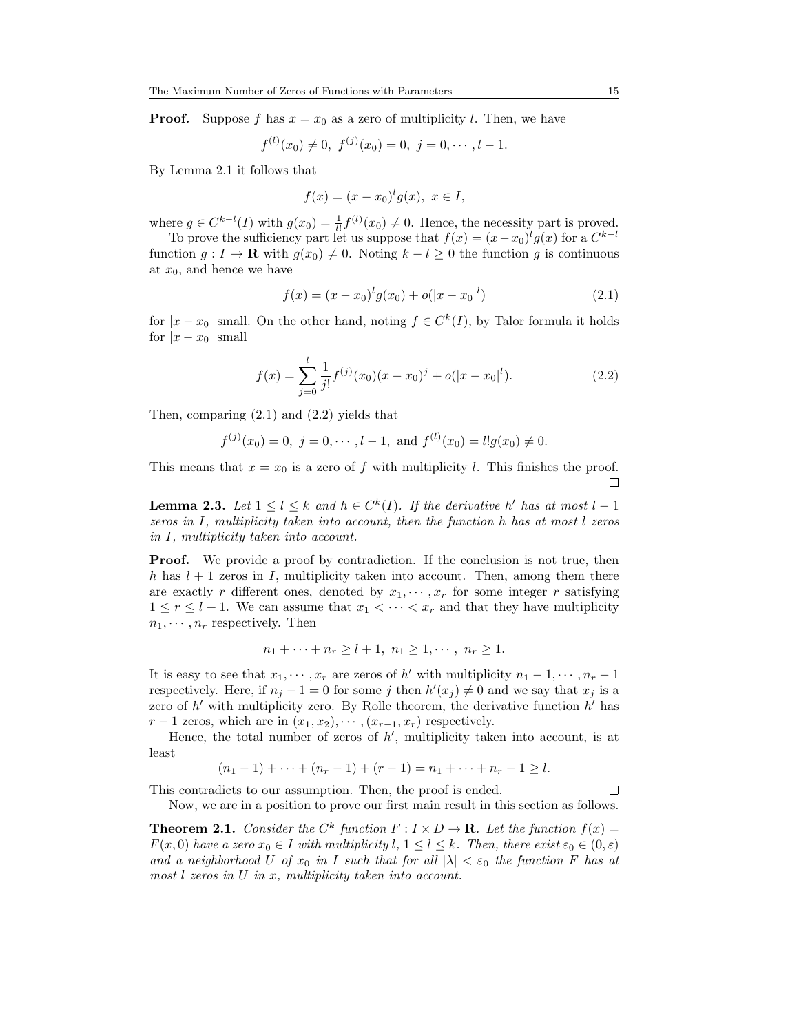**Proof.** Suppose $f$ has $x = x_0$ as a zero of multiplicity $l$. Then, we have

$$f^{(l)}(x_0) \neq 0, \ f^{(j)}(x_0) = 0, \ j = 0, \cdots, l-1.$$

By Lemma 2.1 it follows that

$$f(x) = (x - x_0)^l g(x), \ x \in I,$$

where $g \in C^{k-l}(I)$ with $g(x_0) = \frac{1}{l!} f^{(l)}(x_0) \neq 0$. Hence, the necessity part is proved.

To prove the sufficiency part let us suppose that $f(x) = (x - x_0)^l g(x)$ for a $C^{k-l}$ function $g : I \to \mathbf{R}$ with $g(x_0) \neq 0$. Noting $k - l \geq 0$ the function $g$ is continuous at $x_0$, and hence we have

$$f(x) = (x - x_0)^l g(x_0) + o(|x - x_0|^l) \tag{2.1}$$

for $|x - x_0|$ small. On the other hand, noting $f \in C^k(I)$, by Talor formula it holds for $|x - x_0|$ small

$$f(x) = \sum_{j=0}^{l} \frac{1}{j!} f^{(j)}(x_0)(x - x_0)^j + o(|x - x_0|^l). \tag{2.2}$$

Then, comparing (2.1) and (2.2) yields that

$$f^{(j)}(x_0) = 0, \ j = 0, \cdots, l-1, \text{ and } f^{(l)}(x_0) = l! g(x_0) \neq 0.$$

This means that $x = x_0$ is a zero of $f$ with multiplicity $l$. This finishes the proof. $\square$

**Lemma 2.3.** *Let $1 \leq l \leq k$ and $h \in C^k(I)$. If the derivative $h'$ has at most $l - 1$ zeros in $I$, multiplicity taken into account, then the function $h$ has at most $l$ zeros in $I$, multiplicity taken into account.*

**Proof.** We provide a proof by contradiction. If the conclusion is not true, then $h$ has $l + 1$ zeros in $I$, multiplicity taken into account. Then, among them there are exactly $r$ different ones, denoted by $x_1, \cdots, x_r$ for some integer $r$ satisfying $1 \leq r \leq l + 1$. We can assume that $x_1 < \cdots < x_r$ and that they have multiplicity $n_1, \cdots, n_r$ respectively. Then

$$n_1 + \cdots + n_r \geq l + 1, \ n_1 \geq 1, \cdots, \ n_r \geq 1.$$

It is easy to see that $x_1, \cdots, x_r$ are zeros of $h'$ with multiplicity $n_1 - 1, \cdots, n_r - 1$ respectively. Here, if $n_j - 1 = 0$ for some $j$ then $h'(x_j) \neq 0$ and we say that $x_j$ is a zero of $h'$ with multiplicity zero. By Rolle theorem, the derivative function $h'$ has $r - 1$ zeros, which are in $(x_1, x_2), \cdots, (x_{r-1}, x_r)$ respectively.

Hence, the total number of zeros of $h'$, multiplicity taken into account, is at least

$$(n_1 - 1) + \cdots + (n_r - 1) + (r - 1) = n_1 + \cdots + n_r - 1 \geq l.$$

This contradicts to our assumption. Then, the proof is ended. $\square$

Now, we are in a position to prove our first main result in this section as follows.

**Theorem 2.1.** *Consider the $C^k$ function $F : I \times D \to \mathbf{R}$. Let the function $f(x) = F(x, 0)$ have a zero $x_0 \in I$ with multiplicity $l$, $1 \leq l \leq k$. Then, there exist $\varepsilon_0 \in (0, \varepsilon)$ and a neighborhood $U$ of $x_0$ in $I$ such that for all $|\lambda| < \varepsilon_0$ the function $F$ has at most $l$ zeros in $U$ in $x$, multiplicity taken into account.*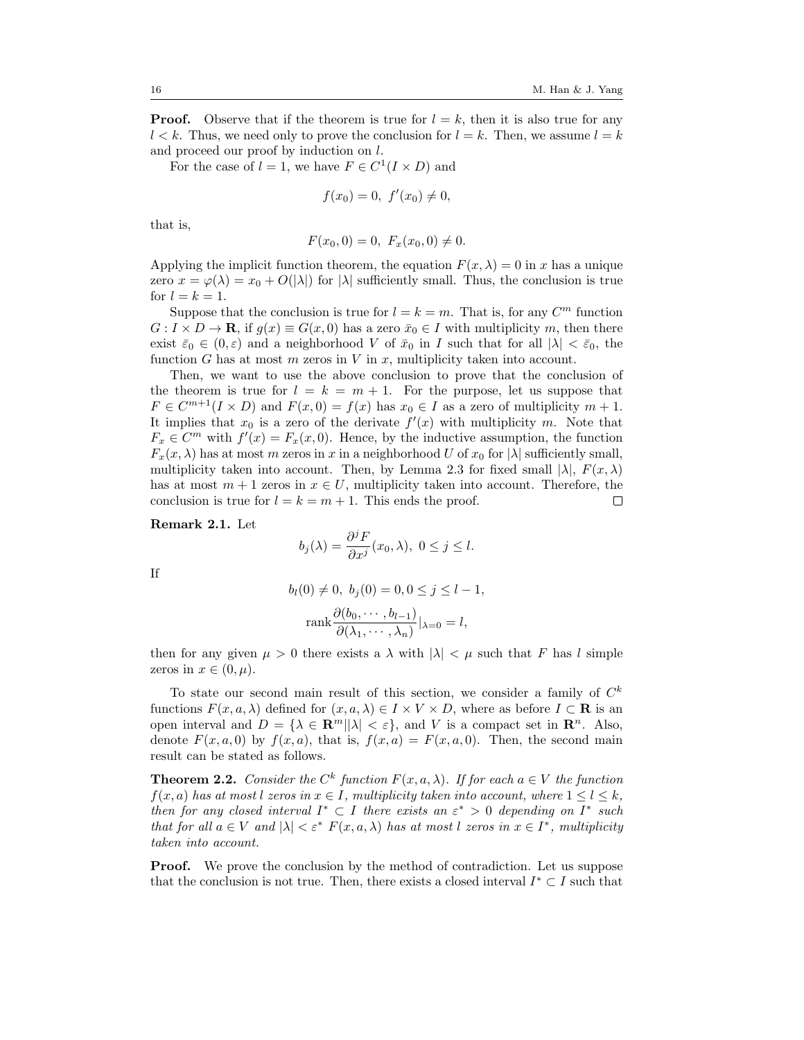**Proof.** Observe that if the theorem is true for $l = k$, then it is also true for any $l < k$. Thus, we need only to prove the conclusion for $l = k$. Then, we assume $l = k$ and proceed our proof by induction on $l$.

For the case of $l = 1$, we have $F \in C^1(I \times D)$ and

$$f(x_0) = 0,\ f'(x_0) \neq 0,$$

that is,

$$F(x_0, 0) = 0,\ F_x(x_0, 0) \neq 0.$$

Applying the implicit function theorem, the equation $F(x, \lambda) = 0$ in $x$ has a unique zero $x = \varphi(\lambda) = x_0 + O(|\lambda|)$ for $|\lambda|$ sufficiently small. Thus, the conclusion is true for $l = k = 1$.

Suppose that the conclusion is true for $l = k = m$. That is, for any $C^m$ function $G : I \times D \to \mathbf{R}$, if $g(x) \equiv G(x, 0)$ has a zero $\bar{x}_0 \in I$ with multiplicity $m$, then there exist $\bar{\varepsilon}_0 \in (0, \varepsilon)$ and a neighborhood $V$ of $\bar{x}_0$ in $I$ such that for all $|\lambda| < \bar{\varepsilon}_0$, the function $G$ has at most $m$ zeros in $V$ in $x$, multiplicity taken into account.

Then, we want to use the above conclusion to prove that the conclusion of the theorem is true for $l = k = m + 1$. For the purpose, let us suppose that $F \in C^{m+1}(I \times D)$ and $F(x, 0) = f(x)$ has $x_0 \in I$ as a zero of multiplicity $m + 1$. It implies that $x_0$ is a zero of the derivate $f'(x)$ with multiplicity $m$. Note that $F_x \in C^m$ with $f'(x) = F_x(x, 0)$. Hence, by the inductive assumption, the function $F_x(x, \lambda)$ has at most $m$ zeros in $x$ in a neighborhood $U$ of $x_0$ for $|\lambda|$ sufficiently small, multiplicity taken into account. Then, by Lemma 2.3 for fixed small $|\lambda|$, $F(x, \lambda)$ has at most $m + 1$ zeros in $x \in U$, multiplicity taken into account. Therefore, the conclusion is true for $l = k = m + 1$. This ends the proof. □

**Remark 2.1.** Let

$$b_j(\lambda) = \frac{\partial^j F}{\partial x^j}(x_0, \lambda),\ 0 \leq j \leq l.$$

If

$$b_l(0) \neq 0,\ b_j(0) = 0, 0 \leq j \leq l - 1,$$

$$\text{rank} \frac{\partial(b_0, \cdots, b_{l-1})}{\partial(\lambda_1, \cdots, \lambda_n)}|_{\lambda=0} = l,$$

then for any given $\mu > 0$ there exists a $\lambda$ with $|\lambda| < \mu$ such that $F$ has $l$ simple zeros in $x \in (0, \mu)$.

To state our second main result of this section, we consider a family of $C^k$ functions $F(x, a, \lambda)$ defined for $(x, a, \lambda) \in I \times V \times D$, where as before $I \subset \mathbf{R}$ is an open interval and $D = \{\lambda \in \mathbf{R}^m || \lambda| < \varepsilon\}$, and $V$ is a compact set in $\mathbf{R}^n$. Also, denote $F(x, a, 0)$ by $f(x, a)$, that is, $f(x, a) = F(x, a, 0)$. Then, the second main result can be stated as follows.

**Theorem 2.2.** *Consider the $C^k$ function $F(x, a, \lambda)$. If for each $a \in V$ the function $f(x, a)$ has at most $l$ zeros in $x \in I$, multiplicity taken into account, where $1 \leq l \leq k$, then for any closed interval $I^* \subset I$ there exists an $\varepsilon^* > 0$ depending on $I^*$ such that for all $a \in V$ and $|\lambda| < \varepsilon^*$ $F(x, a, \lambda)$ has at most $l$ zeros in $x \in I^*$, multiplicity taken into account.*

**Proof.** We prove the conclusion by the method of contradiction. Let us suppose that the conclusion is not true. Then, there exists a closed interval $I^* \subset I$ such that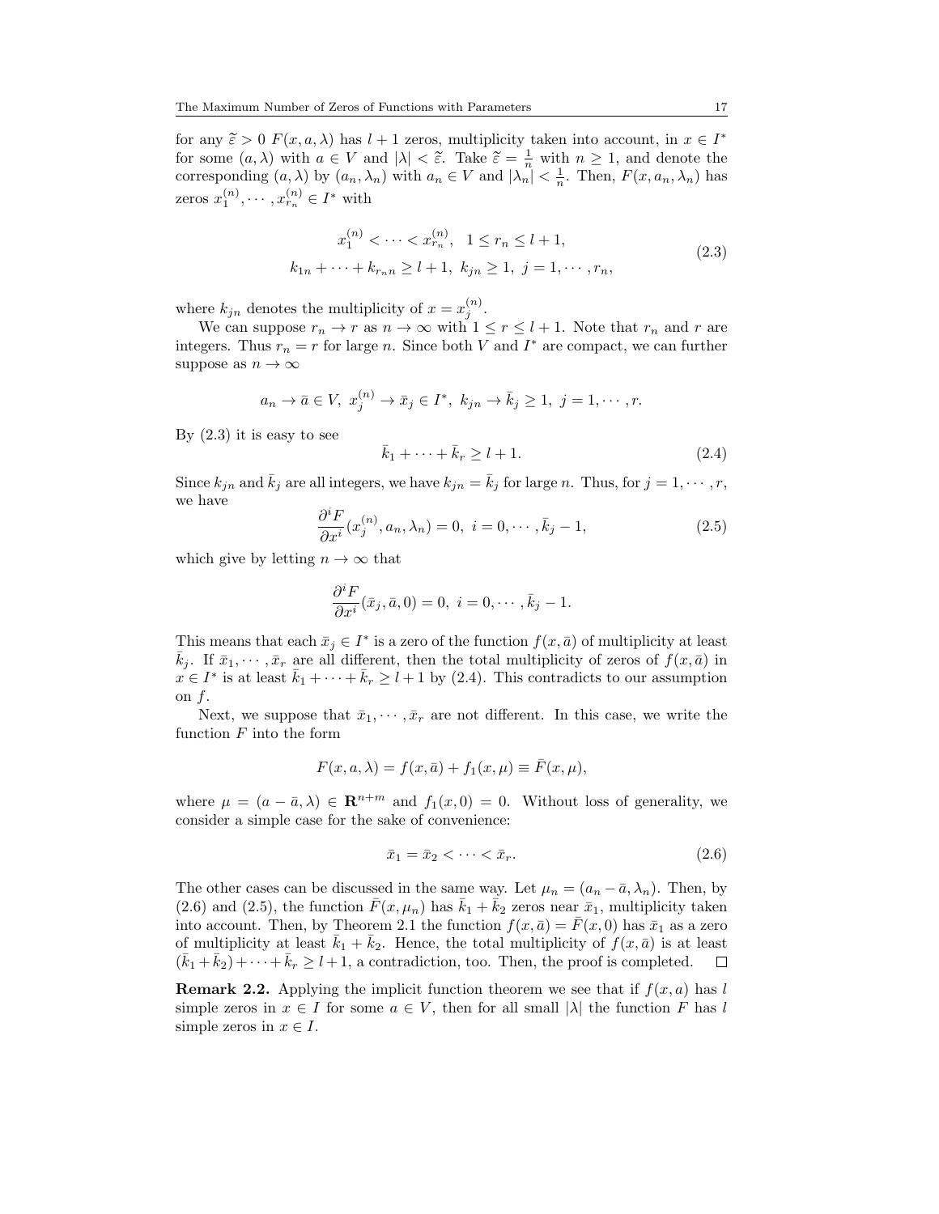for any $\widetilde{\varepsilon} > 0$ $F(x, a, \lambda)$ has $l+1$ zeros, multiplicity taken into account, in $x \in I^*$ for some $(a, \lambda)$ with $a \in V$ and $|\lambda| < \widetilde{\varepsilon}$. Take $\widetilde{\varepsilon} = \frac{1}{n}$ with $n \geq 1$, and denote the corresponding $(a, \lambda)$ by $(a_n, \lambda_n)$ with $a_n \in V$ and $|\lambda_n| < \frac{1}{n}$. Then, $F(x, a_n, \lambda_n)$ has zeros $x_1^{(n)}, \cdots, x_{r_n}^{(n)} \in I^*$ with

$$
\begin{gathered}
x_1^{(n)} < \cdots < x_{r_n}^{(n)}, \quad 1 \leq r_n \leq l+1, \\
k_{1n} + \cdots + k_{r_n n} \geq l+1, \; k_{jn} \geq 1, \; j = 1, \cdots, r_n,
\end{gathered}
\tag{2.3}
$$

where $k_{jn}$ denotes the multiplicity of $x = x_j^{(n)}$.

We can suppose $r_n \to r$ as $n \to \infty$ with $1 \leq r \leq l+1$. Note that $r_n$ and $r$ are integers. Thus $r_n = r$ for large $n$. Since both $V$ and $I^*$ are compact, we can further suppose as $n \to \infty$

$$
a_n \to \bar{a} \in V, \; x_j^{(n)} \to \bar{x}_j \in I^*, \; k_{jn} \to \bar{k}_j \geq 1, \; j = 1, \cdots, r.
$$

By (2.3) it is easy to see

$$
\bar{k}_1 + \cdots + \bar{k}_r \geq l+1. \tag{2.4}
$$

Since $k_{jn}$ and $\bar{k}_j$ are all integers, we have $k_{jn} = \bar{k}_j$ for large $n$. Thus, for $j = 1, \cdots, r$, we have

$$
\frac{\partial^i F}{\partial x^i}(x_j^{(n)}, a_n, \lambda_n) = 0, \; i = 0, \cdots, \bar{k}_j - 1, \tag{2.5}
$$

which give by letting $n \to \infty$ that

$$
\frac{\partial^i F}{\partial x^i}(\bar{x}_j, \bar{a}, 0) = 0, \; i = 0, \cdots, \bar{k}_j - 1.
$$

This means that each $\bar{x}_j \in I^*$ is a zero of the function $f(x, \bar{a})$ of multiplicity at least $\bar{k}_j$. If $\bar{x}_1, \cdots, \bar{x}_r$ are all different, then the total multiplicity of zeros of $f(x, \bar{a})$ in $x \in I^*$ is at least $\bar{k}_1 + \cdots + \bar{k}_r \geq l+1$ by (2.4). This contradicts to our assumption on $f$.

Next, we suppose that $\bar{x}_1, \cdots, \bar{x}_r$ are not different. In this case, we write the function $F$ into the form

$$
F(x, a, \lambda) = f(x, \bar{a}) + f_1(x, \mu) \equiv \bar{F}(x, \mu),
$$

where $\mu = (a - \bar{a}, \lambda) \in \mathbf{R}^{n+m}$ and $f_1(x, 0) = 0$. Without loss of generality, we consider a simple case for the sake of convenience:

$$
\bar{x}_1 = \bar{x}_2 < \cdots < \bar{x}_r. \tag{2.6}
$$

The other cases can be discussed in the same way. Let $\mu_n = (a_n - \bar{a}, \lambda_n)$. Then, by (2.6) and (2.5), the function $\bar{F}(x, \mu_n)$ has $\bar{k}_1 + \bar{k}_2$ zeros near $\bar{x}_1$, multiplicity taken into account. Then, by Theorem 2.1 the function $f(x, \bar{a}) = \bar{F}(x, 0)$ has $\bar{x}_1$ as a zero of multiplicity at least $\bar{k}_1 + \bar{k}_2$. Hence, the total multiplicity of $f(x, \bar{a})$ is at least $(\bar{k}_1 + \bar{k}_2) + \cdots + \bar{k}_r \geq l+1$, a contradiction, too. Then, the proof is completed. ◻

**Remark 2.2.** Applying the implicit function theorem we see that if $f(x, a)$ has $l$ simple zeros in $x \in I$ for some $a \in V$, then for all small $|\lambda|$ the function $F$ has $l$ simple zeros in $x \in I$.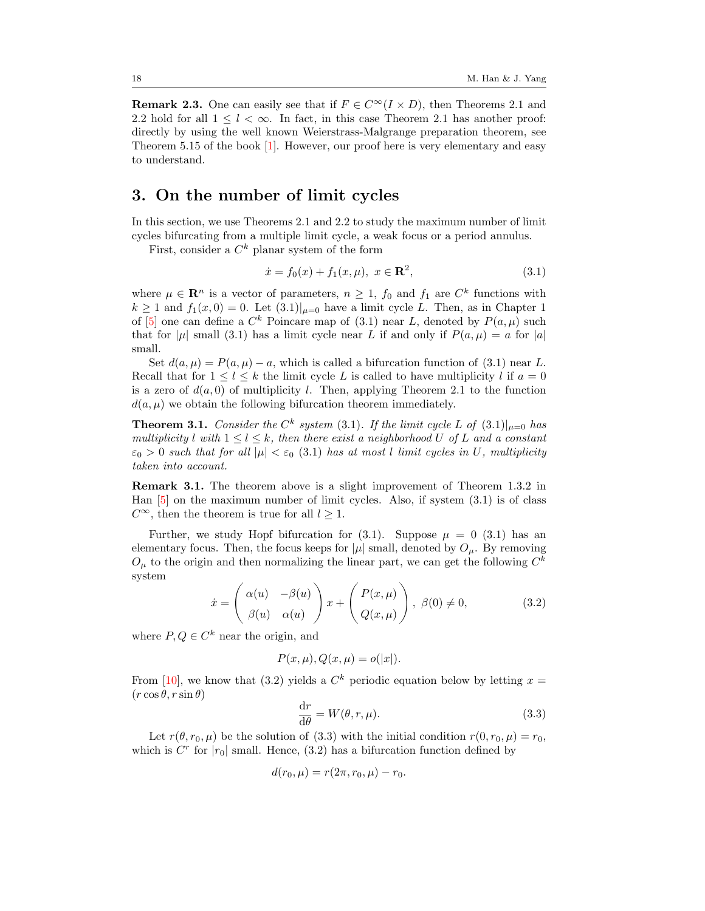**Remark 2.3.** One can easily see that if $F \in C^\infty(I \times D)$, then Theorems 2.1 and 2.2 hold for all $1 \le l < \infty$. In fact, in this case Theorem 2.1 has another proof: directly by using the well known Weierstrass-Malgrange preparation theorem, see Theorem 5.15 of the book [1]. However, our proof here is very elementary and easy to understand.

## 3. On the number of limit cycles

In this section, we use Theorems 2.1 and 2.2 to study the maximum number of limit cycles bifurcating from a multiple limit cycle, a weak focus or a period annulus.

First, consider a $C^k$ planar system of the form

$$\dot{x} = f_0(x) + f_1(x, \mu), \ x \in \mathbf{R}^2, \tag{3.1}$$

where $\mu \in \mathbf{R}^n$ is a vector of parameters, $n \ge 1$, $f_0$ and $f_1$ are $C^k$ functions with $k \ge 1$ and $f_1(x, 0) = 0$. Let $(3.1)|_{\mu=0}$ have a limit cycle $L$. Then, as in Chapter 1 of [5] one can define a $C^k$ Poincare map of (3.1) near $L$, denoted by $P(a, \mu)$ such that for $|\mu|$ small (3.1) has a limit cycle near $L$ if and only if $P(a, \mu) = a$ for $|a|$ small.

Set $d(a, \mu) = P(a, \mu) - a$, which is called a bifurcation function of (3.1) near $L$. Recall that for $1 \le l \le k$ the limit cycle $L$ is called to have multiplicity $l$ if $a = 0$ is a zero of $d(a, 0)$ of multiplicity $l$. Then, applying Theorem 2.1 to the function $d(a, \mu)$ we obtain the following bifurcation theorem immediately.

**Theorem 3.1.** *Consider the $C^k$ system (3.1). If the limit cycle $L$ of $(3.1)|_{\mu=0}$ has multiplicity $l$ with $1 \le l \le k$, then there exist a neighborhood $U$ of $L$ and a constant $\varepsilon_0 > 0$ such that for all $|\mu| < \varepsilon_0$ (3.1) has at most $l$ limit cycles in $U$, multiplicity taken into account.*

**Remark 3.1.** The theorem above is a slight improvement of Theorem 1.3.2 in Han [5] on the maximum number of limit cycles. Also, if system (3.1) is of class $C^\infty$, then the theorem is true for all $l \ge 1$.

Further, we study Hopf bifurcation for (3.1). Suppose $\mu = 0$ (3.1) has an elementary focus. Then, the focus keeps for $|\mu|$ small, denoted by $O_\mu$. By removing $O_\mu$ to the origin and then normalizing the linear part, we can get the following $C^k$ system

$$\dot{x} = \begin{pmatrix} \alpha(u) & -\beta(u) \\ \beta(u) & \alpha(u) \end{pmatrix} x + \begin{pmatrix} P(x, \mu) \\ Q(x, \mu) \end{pmatrix}, \ \beta(0) \ne 0, \tag{3.2}$$

where $P, Q \in C^k$ near the origin, and

$$P(x, \mu), Q(x, \mu) = o(|x|).$$

From [10], we know that (3.2) yields a $C^k$ periodic equation below by letting $x = (r\cos\theta, r\sin\theta)$

$$\frac{\mathrm{d}r}{\mathrm{d}\theta} = W(\theta, r, \mu). \tag{3.3}$$

Let $r(\theta, r_0, \mu)$ be the solution of (3.3) with the initial condition $r(0, r_0, \mu) = r_0$, which is $C^r$ for $|r_0|$ small. Hence, (3.2) has a bifurcation function defined by

$$d(r_0, \mu) = r(2\pi, r_0, \mu) - r_0.$$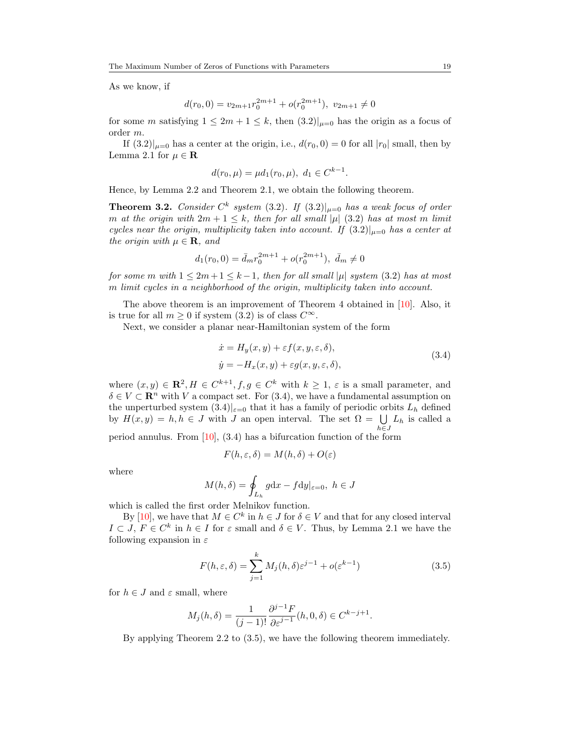As we know, if

$$d(r_0, 0) = v_{2m+1} r_0^{2m+1} + o(r_0^{2m+1}),\ v_{2m+1} \neq 0$$

for some $m$ satisfying $1 \leq 2m+1 \leq k$, then $(3.2)|_{\mu=0}$ has the origin as a focus of order $m$.

If $(3.2)|_{\mu=0}$ has a center at the origin, i.e., $d(r_0, 0) = 0$ for all $|r_0|$ small, then by Lemma 2.1 for $\mu \in \mathbf{R}$

$$d(r_0, \mu) = \mu d_1(r_0, \mu),\ d_1 \in C^{k-1}.$$

Hence, by Lemma 2.2 and Theorem 2.1, we obtain the following theorem.

**Theorem 3.2.** *Consider $C^k$ system (3.2). If $(3.2)|_{\mu=0}$ has a weak focus of order $m$ at the origin with $2m+1 \leq k$, then for all small $|\mu|$ (3.2) has at most $m$ limit cycles near the origin, multiplicity taken into account. If $(3.2)|_{\mu=0}$ has a center at the origin with $\mu \in \mathbf{R}$, and*

$$d_1(r_0, 0) = \bar{d}_m r_0^{2m+1} + o(r_0^{2m+1}),\ \bar{d}_m \neq 0$$

*for some $m$ with $1 \leq 2m+1 \leq k-1$, then for all small $|\mu|$ system (3.2) has at most $m$ limit cycles in a neighborhood of the origin, multiplicity taken into account.*

The above theorem is an improvement of Theorem 4 obtained in [10]. Also, it is true for all $m \geq 0$ if system (3.2) is of class $C^\infty$.

Next, we consider a planar near-Hamiltonian system of the form

$$\begin{aligned} \dot{x} &= H_y(x,y) + \varepsilon f(x,y,\varepsilon,\delta), \\ \dot{y} &= -H_x(x,y) + \varepsilon g(x,y,\varepsilon,\delta), \end{aligned} \tag{3.4}$$

where $(x,y) \in \mathbf{R}^2, H \in C^{k+1}, f, g \in C^k$ with $k \geq 1$, $\varepsilon$ is a small parameter, and $\delta \in V \subset \mathbf{R}^n$ with $V$ a compact set. For (3.4), we have a fundamental assumption on the unperturbed system $(3.4)|_{\varepsilon=0}$ that it has a family of periodic orbits $L_h$ defined by $H(x,y) = h, h \in J$ with $J$ an open interval. The set $\Omega = \bigcup\limits_{h \in J} L_h$ is called a period annulus. From [10], (3.4) has a bifurcation function of the form

$$F(h, \varepsilon, \delta) = M(h, \delta) + O(\varepsilon)$$

where

$$M(h, \delta) = \oint_{L_h} g\mathrm{d}x - f\mathrm{d}y|_{\varepsilon=0},\ h \in J$$

which is called the first order Melnikov function.

By [10], we have that $M \in C^k$ in $h \in J$ for $\delta \in V$ and that for any closed interval $I \subset J$, $F \in C^k$ in $h \in I$ for $\varepsilon$ small and $\delta \in V$. Thus, by Lemma 2.1 we have the following expansion in $\varepsilon$

$$F(h, \varepsilon, \delta) = \sum_{j=1}^{k} M_j(h, \delta) \varepsilon^{j-1} + o(\varepsilon^{k-1}) \tag{3.5}$$

for $h \in J$ and $\varepsilon$ small, where

$$M_j(h, \delta) = \frac{1}{(j-1)!} \frac{\partial^{j-1} F}{\partial \varepsilon^{j-1}}(h, 0, \delta) \in C^{k-j+1}.$$

By applying Theorem 2.2 to (3.5), we have the following theorem immediately.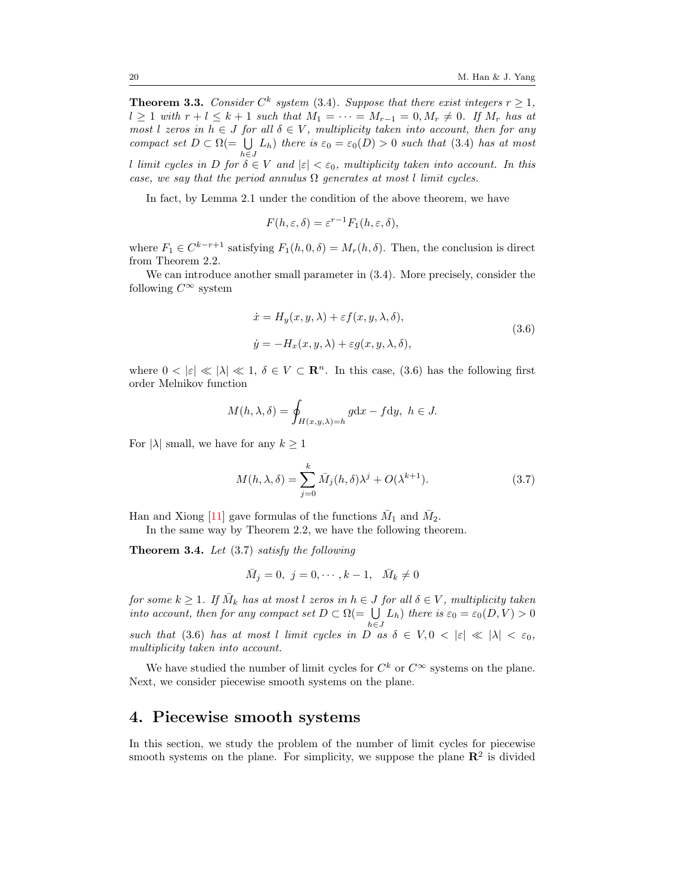**Theorem 3.3.** *Consider $C^k$ system (3.4). Suppose that there exist integers $r \geq 1$, $l \geq 1$ with $r + l \leq k + 1$ such that $M_1 = \cdots = M_{r-1} = 0, M_r \neq 0$. If $M_r$ has at most $l$ zeros in $h \in J$ for all $\delta \in V$, multiplicity taken into account, then for any compact set $D \subset \Omega(= \bigcup_{h \in J} L_h)$ there is $\varepsilon_0 = \varepsilon_0(D) > 0$ such that (3.4) has at most $l$ limit cycles in $D$ for $\delta \in V$ and $|\varepsilon| < \varepsilon_0$, multiplicity taken into account. In this case, we say that the period annulus $\Omega$ generates at most $l$ limit cycles.*

In fact, by Lemma 2.1 under the condition of the above theorem, we have

$$F(h, \varepsilon, \delta) = \varepsilon^{r-1} F_1(h, \varepsilon, \delta),$$

where $F_1 \in C^{k-r+1}$ satisfying $F_1(h, 0, \delta) = M_r(h, \delta)$. Then, the conclusion is direct from Theorem 2.2.

We can introduce another small parameter in (3.4). More precisely, consider the following $C^\infty$ system

$$\begin{aligned} \dot{x} &= H_y(x, y, \lambda) + \varepsilon f(x, y, \lambda, \delta), \\ \dot{y} &= -H_x(x, y, \lambda) + \varepsilon g(x, y, \lambda, \delta), \end{aligned} \tag{3.6}$$

where $0 < |\varepsilon| \ll |\lambda| \ll 1$, $\delta \in V \subset \mathbf{R}^n$. In this case, (3.6) has the following first order Melnikov function

$$M(h, \lambda, \delta) = \oint_{H(x,y,\lambda)=h} g\mathrm{d}x - f\mathrm{d}y, \ h \in J.$$

For $|\lambda|$ small, we have for any $k \geq 1$

$$M(h, \lambda, \delta) = \sum_{j=0}^{k} \bar{M}_j(h, \delta)\lambda^j + O(\lambda^{k+1}). \tag{3.7}$$

Han and Xiong [11] gave formulas of the functions $\bar{M}_1$ and $\bar{M}_2$.

In the same way by Theorem 2.2, we have the following theorem.

**Theorem 3.4.** *Let (3.7) satisfy the following*

$$\bar{M}_j = 0, \ j = 0, \cdots, k-1, \quad \bar{M}_k \neq 0$$

*for some $k \geq 1$. If $\bar{M}_k$ has at most $l$ zeros in $h \in J$ for all $\delta \in V$, multiplicity taken into account, then for any compact set $D \subset \Omega(= \bigcup_{h \in J} L_h)$ there is $\varepsilon_0 = \varepsilon_0(D, V) > 0$ such that (3.6) has at most $l$ limit cycles in $D$ as $\delta \in V, 0 < |\varepsilon| \ll |\lambda| < \varepsilon_0$, multiplicity taken into account.*

We have studied the number of limit cycles for $C^k$ or $C^\infty$ systems on the plane. Next, we consider piecewise smooth systems on the plane.

## 4. Piecewise smooth systems

In this section, we study the problem of the number of limit cycles for piecewise smooth systems on the plane. For simplicity, we suppose the plane $\mathbf{R}^2$ is divided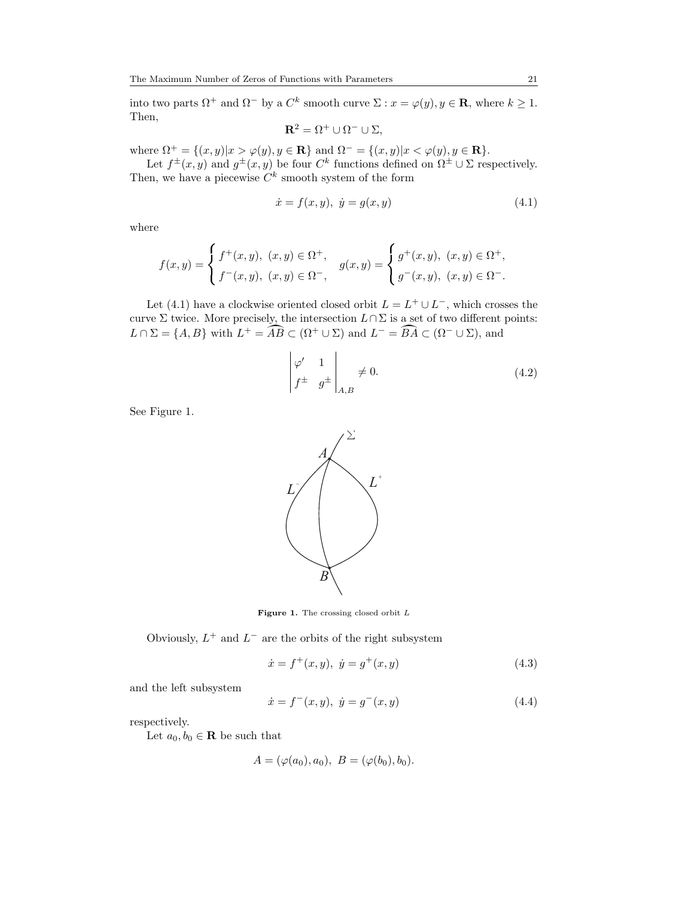into two parts $\Omega^+$ and $\Omega^-$ by a $C^k$ smooth curve $\Sigma : x = \varphi(y), y \in \mathbf{R}$, where $k \geq 1$. Then,

$$\mathbf{R}^2 = \Omega^+ \cup \Omega^- \cup \Sigma,$$

where $\Omega^+ = \{(x, y) | x > \varphi(y), y \in \mathbf{R}\}$ and $\Omega^- = \{(x, y) | x < \varphi(y), y \in \mathbf{R}\}$.

Let $f^{\pm}(x, y)$ and $g^{\pm}(x, y)$ be four $C^k$ functions defined on $\Omega^{\pm} \cup \Sigma$ respectively. Then, we have a piecewise $C^k$ smooth system of the form

$$\dot{x} = f(x, y), \ \dot{y} = g(x, y) \tag{4.1}$$

where

$$f(x,y) = \begin{cases} f^+(x,y), \ (x,y) \in \Omega^+, \\ f^-(x,y), \ (x,y) \in \Omega^-, \end{cases} \quad g(x,y) = \begin{cases} g^+(x,y), \ (x,y) \in \Omega^+, \\ g^-(x,y), \ (x,y) \in \Omega^-. \end{cases}$$

Let (4.1) have a clockwise oriented closed orbit $L = L^+ \cup L^-$, which crosses the curve $\Sigma$ twice. More precisely, the intersection $L \cap \Sigma$ is a set of two different points: $L \cap \Sigma = \{A, B\}$ with $L^+ = \widehat{AB} \subset (\Omega^+ \cup \Sigma)$ and $L^- = \widehat{BA} \subset (\Omega^- \cup \Sigma)$, and

$$\left. \begin{vmatrix} \varphi' & 1 \\ f^{\pm} & g^{\pm} \end{vmatrix} \right|_{A,B} \neq 0. \tag{4.2}$$

See Figure 1.

**Figure 1.** The crossing closed orbit $L$

Obviously, $L^+$ and $L^-$ are the orbits of the right subsystem

$$\dot{x} = f^+(x, y), \ \dot{y} = g^+(x, y) \tag{4.3}$$

and the left subsystem

$$\dot{x} = f^-(x, y), \ \dot{y} = g^-(x, y) \tag{4.4}$$

respectively.

Let $a_0, b_0 \in \mathbf{R}$ be such that

$$A = (\varphi(a_0), a_0), \ B = (\varphi(b_0), b_0).$$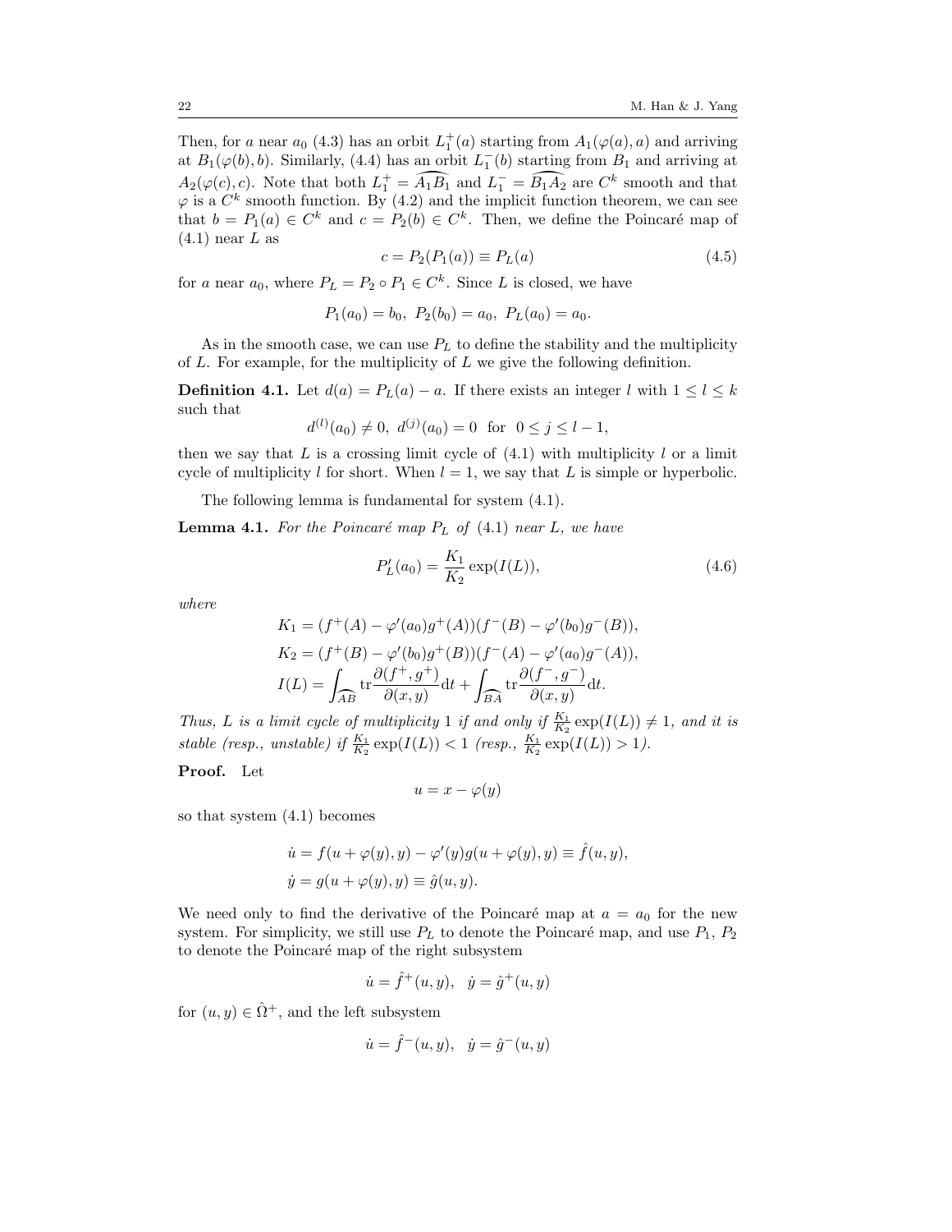Then, for $a$ near $a_0$ (4.3) has an orbit $L_1^+(a)$ starting from $A_1(\varphi(a), a)$ and arriving at $B_1(\varphi(b), b)$. Similarly, (4.4) has an orbit $L_1^-(b)$ starting from $B_1$ and arriving at $A_2(\varphi(c), c)$. Note that both $L_1^+ = \widehat{A_1B_1}$ and $L_1^- = \widehat{B_1A_2}$ are $C^k$ smooth and that $\varphi$ is a $C^k$ smooth function. By (4.2) and the implicit function theorem, we can see that $b = P_1(a) \in C^k$ and $c = P_2(b) \in C^k$. Then, we define the Poincaré map of (4.1) near $L$ as

$$c = P_2(P_1(a)) \equiv P_L(a) \tag{4.5}$$

for $a$ near $a_0$, where $P_L = P_2 \circ P_1 \in C^k$. Since $L$ is closed, we have

$$P_1(a_0) = b_0,\ P_2(b_0) = a_0,\ P_L(a_0) = a_0.$$

As in the smooth case, we can use $P_L$ to define the stability and the multiplicity of $L$. For example, for the multiplicity of $L$ we give the following definition.

**Definition 4.1.** Let $d(a) = P_L(a) - a$. If there exists an integer $l$ with $1 \le l \le k$ such that

$$d^{(l)}(a_0) \neq 0,\ d^{(j)}(a_0) = 0 \ \text{ for } \ 0 \le j \le l-1,$$

then we say that $L$ is a crossing limit cycle of (4.1) with multiplicity $l$ or a limit cycle of multiplicity $l$ for short. When $l = 1$, we say that $L$ is simple or hyperbolic.

The following lemma is fundamental for system (4.1).

**Lemma 4.1.** *For the Poincaré map $P_L$ of (4.1) near $L$, we have*

$$P_L'(a_0) = \frac{K_1}{K_2}\exp(I(L)), \tag{4.6}$$

*where*

$$K_1 = (f^+(A) - \varphi'(a_0)g^+(A))(f^-(B) - \varphi'(b_0)g^-(B)),$$
$$K_2 = (f^+(B) - \varphi'(b_0)g^+(B))(f^-(A) - \varphi'(a_0)g^-(A)),$$
$$I(L) = \int_{\widehat{AB}} \operatorname{tr}\frac{\partial(f^+, g^+)}{\partial(x, y)}\mathrm{d}t + \int_{\widehat{BA}} \operatorname{tr}\frac{\partial(f^-, g^-)}{\partial(x, y)}\mathrm{d}t.$$

*Thus, $L$ is a limit cycle of multiplicity 1 if and only if $\frac{K_1}{K_2}\exp(I(L)) \neq 1$, and it is stable (resp., unstable) if $\frac{K_1}{K_2}\exp(I(L)) < 1$ (resp., $\frac{K_1}{K_2}\exp(I(L)) > 1$).*

**Proof.** Let

$$u = x - \varphi(y)$$

so that system (4.1) becomes

$$\dot{u} = f(u + \varphi(y), y) - \varphi'(y)g(u + \varphi(y), y) \equiv \hat{f}(u, y),$$
$$\dot{y} = g(u + \varphi(y), y) \equiv \hat{g}(u, y).$$

We need only to find the derivative of the Poincaré map at $a = a_0$ for the new system. For simplicity, we still use $P_L$ to denote the Poincaré map, and use $P_1$, $P_2$ to denote the Poincaré map of the right subsystem

$$\dot{u} = \hat{f}^+(u, y), \quad \dot{y} = \hat{g}^+(u, y)$$

for $(u, y) \in \hat{\Omega}^+$, and the left subsystem

$$\dot{u} = \hat{f}^-(u, y), \quad \dot{y} = \hat{g}^-(u, y)$$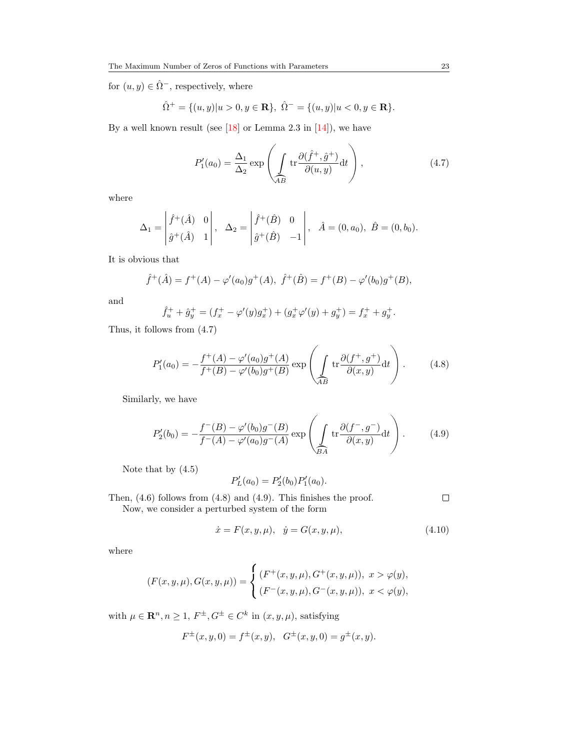for $(u, y) \in \hat{\Omega}^-$, respectively, where

$$\hat{\Omega}^+ = \{(u,y)|u > 0, y \in \mathbf{R}\},\ \hat{\Omega}^- = \{(u,y)|u < 0, y \in \mathbf{R}\}.$$

By a well known result (see [18] or Lemma 2.3 in [14]), we have

$$P_1'(a_0) = \frac{\Delta_1}{\Delta_2} \exp\left( \int_{\widehat{AB}} \mathrm{tr} \frac{\partial(\hat{f}^+, \hat{g}^+)}{\partial(u,y)} \mathrm{d}t \right), \tag{4.7}$$

where

$$\Delta_1 = \begin{vmatrix} \hat{f}^+(\hat{A}) & 0 \\ \hat{g}^+(\hat{A}) & 1 \end{vmatrix},\ \ \Delta_2 = \begin{vmatrix} \hat{f}^+(\hat{B}) & 0 \\ \hat{g}^+(\hat{B}) & -1 \end{vmatrix},\ \ \hat{A} = (0, a_0),\ \hat{B} = (0, b_0).$$

It is obvious that

$$\hat{f}^+(\hat{A}) = f^+(A) - \varphi'(a_0) g^+(A),\ \hat{f}^+(\hat{B}) = f^+(B) - \varphi'(b_0) g^+(B),$$

and

$$\hat{f}_u^+ + \hat{g}_y^+ = (f_x^+ - \varphi'(y) g_x^+) + (g_x^+ \varphi'(y) + g_y^+) = f_x^+ + g_y^+.$$

Thus, it follows from (4.7)

$$P_1'(a_0) = -\frac{f^+(A) - \varphi'(a_0) g^+(A)}{f^+(B) - \varphi'(b_0) g^+(B)} \exp\left( \int_{\widehat{AB}} \mathrm{tr} \frac{\partial(f^+, g^+)}{\partial(x,y)} \mathrm{d}t \right). \tag{4.8}$$

Similarly, we have

$$P_2'(b_0) = -\frac{f^-(B) - \varphi'(b_0) g^-(B)}{f^-(A) - \varphi'(a_0) g^-(A)} \exp\left( \int_{\widehat{BA}} \mathrm{tr} \frac{\partial(f^-, g^-)}{\partial(x,y)} \mathrm{d}t \right). \tag{4.9}$$

Note that by (4.5)

$$P_L'(a_0) = P_2'(b_0) P_1'(a_0).$$

Then, (4.6) follows from (4.8) and (4.9). This finishes the proof. □

Now, we consider a perturbed system of the form

$$\dot{x} = F(x, y, \mu),\ \ \dot{y} = G(x, y, \mu), \tag{4.10}$$

where

$$(F(x,y,\mu), G(x,y,\mu)) = \begin{cases} (F^+(x,y,\mu), G^+(x,y,\mu)),\ x > \varphi(y), \\ (F^-(x,y,\mu), G^-(x,y,\mu)),\ x < \varphi(y), \end{cases}$$

with $\mu \in \mathbf{R}^n, n \geq 1$, $F^\pm, G^\pm \in C^k$ in $(x, y, \mu)$, satisfying

$$F^\pm(x, y, 0) = f^\pm(x, y),\ \ G^\pm(x, y, 0) = g^\pm(x, y).$$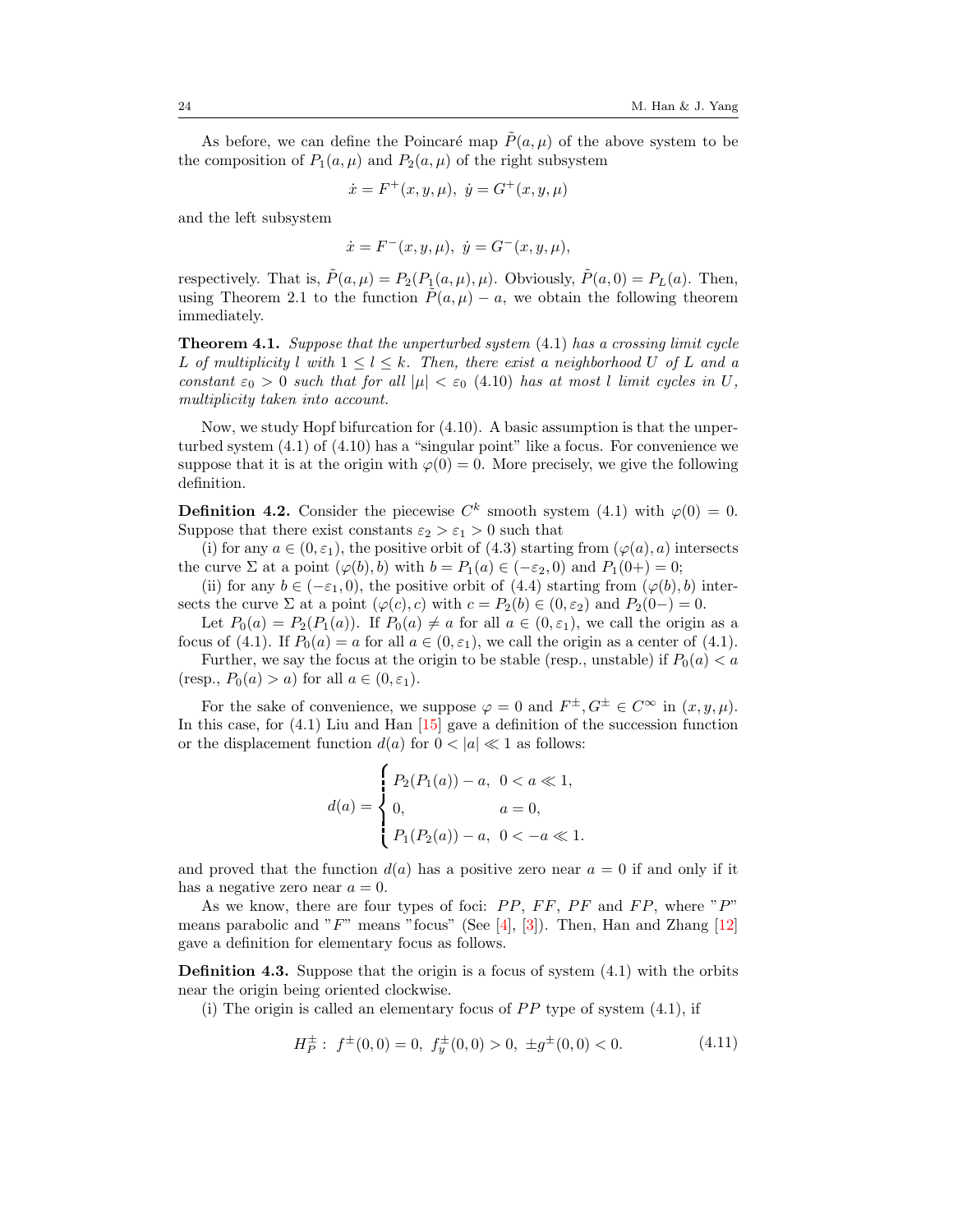As before, we can define the Poincaré map $\tilde{P}(a, \mu)$ of the above system to be the composition of $P_1(a, \mu)$ and $P_2(a, \mu)$ of the right subsystem

$$\dot{x} = F^+(x, y, \mu), \ \dot{y} = G^+(x, y, \mu)$$

and the left subsystem

$$\dot{x} = F^-(x, y, \mu), \ \dot{y} = G^-(x, y, \mu),$$

respectively. That is, $\tilde{P}(a, \mu) = P_2(P_1(a, \mu), \mu)$. Obviously, $\tilde{P}(a, 0) = P_L(a)$. Then, using Theorem 2.1 to the function $\tilde{P}(a, \mu) - a$, we obtain the following theorem immediately.

**Theorem 4.1.** *Suppose that the unperturbed system* (4.1) *has a crossing limit cycle $L$ of multiplicity $l$ with $1 \leq l \leq k$. Then, there exist a neighborhood $U$ of $L$ and a constant $\varepsilon_0 > 0$ such that for all $|\mu| < \varepsilon_0$* (4.10) *has at most $l$ limit cycles in $U$, multiplicity taken into account.*

Now, we study Hopf bifurcation for (4.10). A basic assumption is that the unperturbed system (4.1) of (4.10) has a "singular point" like a focus. For convenience we suppose that it is at the origin with $\varphi(0) = 0$. More precisely, we give the following definition.

**Definition 4.2.** Consider the piecewise $C^k$ smooth system (4.1) with $\varphi(0) = 0$. Suppose that there exist constants $\varepsilon_2 > \varepsilon_1 > 0$ such that

(i) for any $a \in (0, \varepsilon_1)$, the positive orbit of (4.3) starting from $(\varphi(a), a)$ intersects the curve $\Sigma$ at a point $(\varphi(b), b)$ with $b = P_1(a) \in (-\varepsilon_2, 0)$ and $P_1(0+) = 0$;

(ii) for any $b \in (-\varepsilon_1, 0)$, the positive orbit of (4.4) starting from $(\varphi(b), b)$ intersects the curve $\Sigma$ at a point $(\varphi(c), c)$ with $c = P_2(b) \in (0, \varepsilon_2)$ and $P_2(0-) = 0$.

Let $P_0(a) = P_2(P_1(a))$. If $P_0(a) \neq a$ for all $a \in (0, \varepsilon_1)$, we call the origin as a focus of (4.1). If $P_0(a) = a$ for all $a \in (0, \varepsilon_1)$, we call the origin as a center of (4.1).

Further, we say the focus at the origin to be stable (resp., unstable) if $P_0(a) < a$ (resp., $P_0(a) > a$) for all $a \in (0, \varepsilon_1)$.

For the sake of convenience, we suppose $\varphi = 0$ and $F^\pm, G^\pm \in C^\infty$ in $(x, y, \mu)$. In this case, for (4.1) Liu and Han [15] gave a definition of the succession function or the displacement function $d(a)$ for $0 < |a| \ll 1$ as follows:

$$d(a) = \begin{cases} P_2(P_1(a)) - a, & 0 < a \ll 1, \\ 0, & a = 0, \\ P_1(P_2(a)) - a, & 0 < -a \ll 1. \end{cases}$$

and proved that the function $d(a)$ has a positive zero near $a = 0$ if and only if it has a negative zero near $a = 0$.

As we know, there are four types of foci: $PP$, $FF$, $PF$ and $FP$, where "$P$" means parabolic and "$F$" means "focus" (See [4], [3]). Then, Han and Zhang [12] gave a definition for elementary focus as follows.

**Definition 4.3.** Suppose that the origin is a focus of system (4.1) with the orbits near the origin being oriented clockwise.

(i) The origin is called an elementary focus of $PP$ type of system (4.1), if

$$H_P^\pm: \ f^\pm(0,0) = 0, \ f_y^\pm(0,0) > 0, \ \pm g^\pm(0,0) < 0. \tag{4.11}$$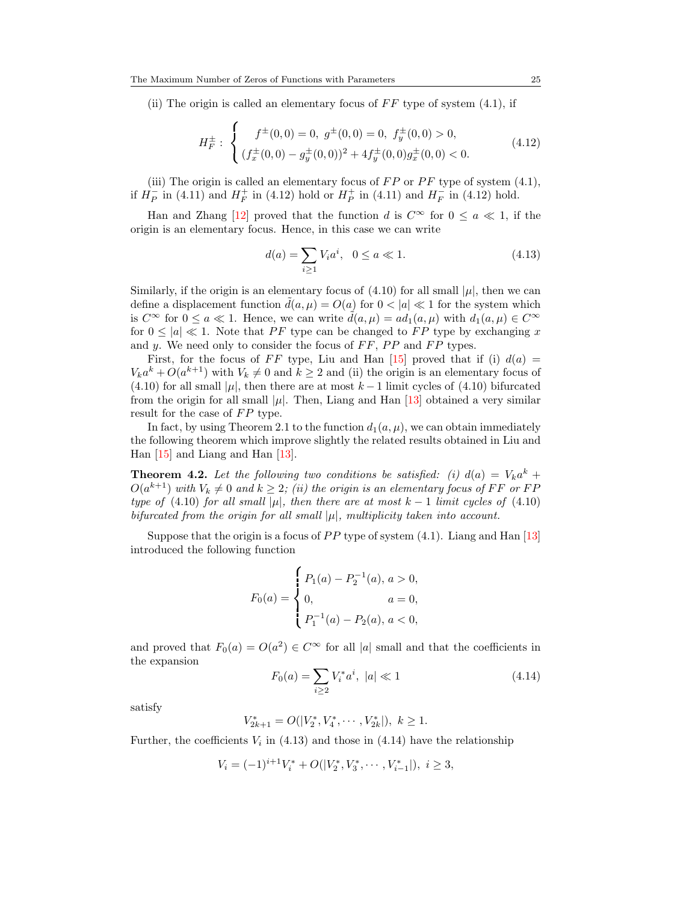(ii) The origin is called an elementary focus of $FF$ type of system (4.1), if

$$H_F^{\pm}: \begin{cases} f^{\pm}(0,0)=0,\ g^{\pm}(0,0)=0,\ f_y^{\pm}(0,0)>0, \\ (f_x^{\pm}(0,0)-g_y^{\pm}(0,0))^2+4f_y^{\pm}(0,0)g_x^{\pm}(0,0)<0. \end{cases} \tag{4.12}$$

(iii) The origin is called an elementary focus of $FP$ or $PF$ type of system (4.1), if $H_P^-$ in (4.11) and $H_F^+$ in (4.12) hold or $H_P^+$ in (4.11) and $H_F^-$ in (4.12) hold.

Han and Zhang [12] proved that the function $d$ is $C^\infty$ for $0 \le a \ll 1$, if the origin is an elementary focus. Hence, in this case we can write

$$d(a)=\sum_{i\ge 1} V_i a^i, \quad 0 \le a \ll 1. \tag{4.13}$$

Similarly, if the origin is an elementary focus of (4.10) for all small $|\mu|$, then we can define a displacement function $\tilde{d}(a,\mu)=O(a)$ for $0<|a|\ll 1$ for the system which is $C^\infty$ for $0\le a\ll 1$. Hence, we can write $\tilde{d}(a,\mu)=ad_1(a,\mu)$ with $d_1(a,\mu)\in C^\infty$ for $0\le |a|\ll 1$. Note that $PF$ type can be changed to $FP$ type by exchanging $x$ and $y$. We need only to consider the focus of $FF$, $PP$ and $FP$ types.

First, for the focus of $FF$ type, Liu and Han [15] proved that if (i) $d(a)=V_ka^k+O(a^{k+1})$ with $V_k\ne 0$ and $k\ge 2$ and (ii) the origin is an elementary focus of (4.10) for all small $|\mu|$, then there are at most $k-1$ limit cycles of (4.10) bifurcated from the origin for all small $|\mu|$. Then, Liang and Han [13] obtained a very similar result for the case of $FP$ type.

In fact, by using Theorem 2.1 to the function $d_1(a,\mu)$, we can obtain immediately the following theorem which improve slightly the related results obtained in Liu and Han [15] and Liang and Han [13].

**Theorem 4.2.** *Let the following two conditions be satisfied: (i) $d(a)=V_ka^k+O(a^{k+1})$ with $V_k\ne 0$ and $k\ge 2$; (ii) the origin is an elementary focus of $FF$ or $FP$ type of (4.10) for all small $|\mu|$, then there are at most $k-1$ limit cycles of (4.10) bifurcated from the origin for all small $|\mu|$, multiplicity taken into account.*

Suppose that the origin is a focus of $PP$ type of system (4.1). Liang and Han [13] introduced the following function

$$F_0(a)=\begin{cases} P_1(a)-P_2^{-1}(a),\ a>0, \\ 0, \qquad\qquad\qquad a=0, \\ P_1^{-1}(a)-P_2(a),\ a<0, \end{cases}$$

and proved that $F_0(a)=O(a^2)\in C^\infty$ for all $|a|$ small and that the coefficients in the expansion

$$F_0(a)=\sum_{i\ge 2} V_i^* a^i,\ |a|\ll 1 \tag{4.14}$$

satisfy

$$V_{2k+1}^*=O(|V_2^*,V_4^*,\cdots,V_{2k}^*|),\ k\ge 1.$$

Further, the coefficients $V_i$ in (4.13) and those in (4.14) have the relationship

$$V_i=(-1)^{i+1}V_i^*+O(|V_2^*,V_3^*,\cdots,V_{i-1}^*|),\ i\ge 3,$$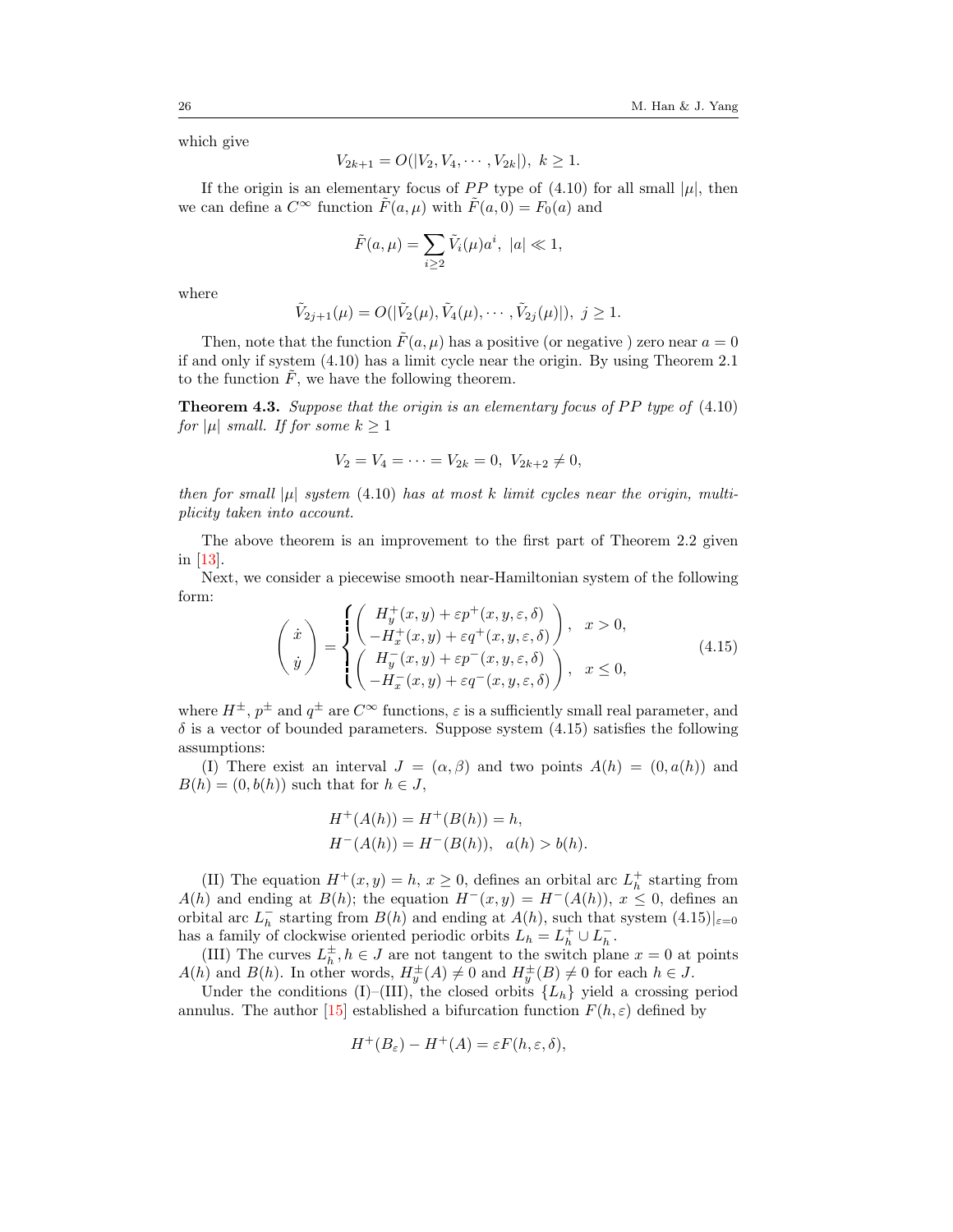which give

$$V_{2k+1} = O(|V_2, V_4, \cdots, V_{2k}|),\ k \geq 1.$$

If the origin is an elementary focus of $PP$ type of (4.10) for all small $|\mu|$, then we can define a $C^\infty$ function $\tilde{F}(a,\mu)$ with $\tilde{F}(a,0) = F_0(a)$ and

$$\tilde{F}(a,\mu) = \sum_{i\geq 2} \tilde{V}_i(\mu)a^i,\ |a| \ll 1,$$

where

$$\tilde{V}_{2j+1}(\mu) = O(|\tilde{V}_2(\mu), \tilde{V}_4(\mu), \cdots, \tilde{V}_{2j}(\mu)|),\ j \geq 1.$$

Then, note that the function $\tilde{F}(a,\mu)$ has a positive (or negative ) zero near $a = 0$ if and only if system (4.10) has a limit cycle near the origin. By using Theorem 2.1 to the function $\tilde{F}$, we have the following theorem.

**Theorem 4.3.** *Suppose that the origin is an elementary focus of $PP$ type of* (4.10) *for $|\mu|$ small. If for some $k \geq 1$*

$$V_2 = V_4 = \cdots = V_{2k} = 0,\ V_{2k+2} \neq 0,$$

*then for small $|\mu|$ system* (4.10) *has at most $k$ limit cycles near the origin, multiplicity taken into account.*

The above theorem is an improvement to the first part of Theorem 2.2 given in [13].

Next, we consider a piecewise smooth near-Hamiltonian system of the following form:

$$\begin{pmatrix} \dot{x} \\ \dot{y} \end{pmatrix} = \begin{cases} \begin{pmatrix} H_y^+(x,y) + \varepsilon p^+(x,y,\varepsilon,\delta) \\ -H_x^+(x,y) + \varepsilon q^+(x,y,\varepsilon,\delta) \end{pmatrix}, & x > 0, \\ \begin{pmatrix} H_y^-(x,y) + \varepsilon p^-(x,y,\varepsilon,\delta) \\ -H_x^-(x,y) + \varepsilon q^-(x,y,\varepsilon,\delta) \end{pmatrix}, & x \leq 0, \end{cases} \tag{4.15}$$

where $H^\pm$, $p^\pm$ and $q^\pm$ are $C^\infty$ functions, $\varepsilon$ is a sufficiently small real parameter, and $\delta$ is a vector of bounded parameters. Suppose system (4.15) satisfies the following assumptions:

(I) There exist an interval $J = (\alpha, \beta)$ and two points $A(h) = (0, a(h))$ and $B(h) = (0, b(h))$ such that for $h \in J$,

$$\begin{aligned} &H^+(A(h)) = H^+(B(h)) = h, \\ &H^-(A(h)) = H^-(B(h)),\ \ a(h) > b(h). \end{aligned}$$

(II) The equation $H^+(x,y) = h$, $x \geq 0$, defines an orbital arc $L_h^+$ starting from $A(h)$ and ending at $B(h)$; the equation $H^-(x,y) = H^-(A(h))$, $x \leq 0$, defines an orbital arc $L_h^-$ starting from $B(h)$ and ending at $A(h)$, such that system $(4.15)|_{\varepsilon=0}$ has a family of clockwise oriented periodic orbits $L_h = L_h^+ \cup L_h^-$.

(III) The curves $L_h^\pm, h \in J$ are not tangent to the switch plane $x = 0$ at points $A(h)$ and $B(h)$. In other words, $H_y^\pm(A) \neq 0$ and $H_y^\pm(B) \neq 0$ for each $h \in J$.

Under the conditions (I)–(III), the closed orbits $\{L_h\}$ yield a crossing period annulus. The author [15] established a bifurcation function $F(h,\varepsilon)$ defined by

$$H^+(B_\varepsilon) - H^+(A) = \varepsilon F(h,\varepsilon,\delta),$$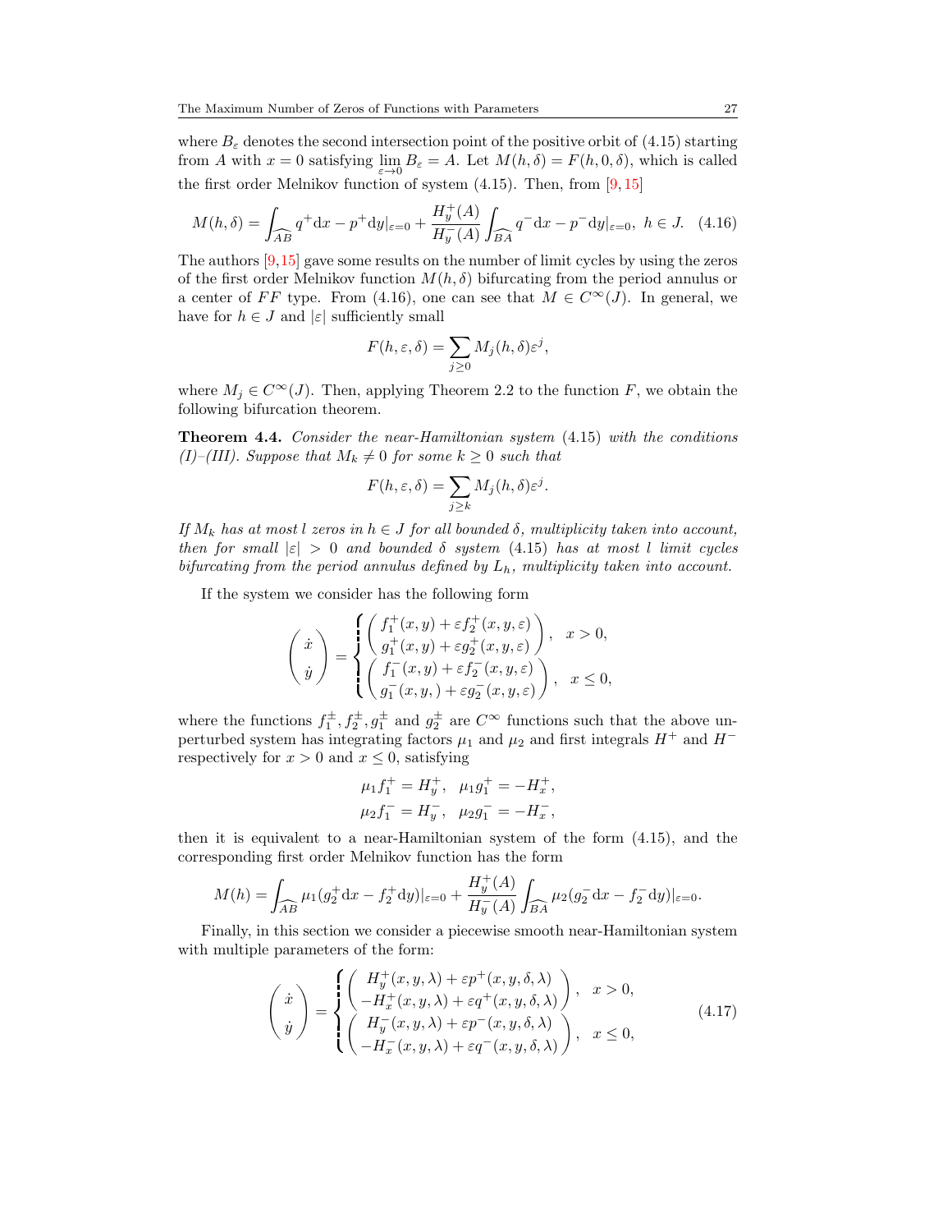where $B_\varepsilon$ denotes the second intersection point of the positive orbit of (4.15) starting from $A$ with $x = 0$ satisfying $\lim\limits_{\varepsilon\to 0} B_\varepsilon = A$. Let $M(h,\delta) = F(h,0,\delta)$, which is called the first order Melnikov function of system (4.15). Then, from [9,15]

$$M(h,\delta) = \int_{\widehat{AB}} q^+ \mathrm{d}x - p^+ \mathrm{d}y|_{\varepsilon=0} + \frac{H_y^+(A)}{H_y^-(A)} \int_{\widehat{BA}} q^- \mathrm{d}x - p^- \mathrm{d}y|_{\varepsilon=0}, \ h \in J. \quad (4.16)$$

The authors [9,15] gave some results on the number of limit cycles by using the zeros of the first order Melnikov function $M(h,\delta)$ bifurcating from the period annulus or a center of $FF$ type. From (4.16), one can see that $M \in C^\infty(J)$. In general, we have for $h \in J$ and $|\varepsilon|$ sufficiently small

$$F(h,\varepsilon,\delta) = \sum_{j\geq 0} M_j(h,\delta)\varepsilon^j,$$

where $M_j \in C^\infty(J)$. Then, applying Theorem 2.2 to the function $F$, we obtain the following bifurcation theorem.

**Theorem 4.4.** *Consider the near-Hamiltonian system* (4.15) *with the conditions (I)–(III). Suppose that $M_k \neq 0$ for some $k \geq 0$ such that*

$$F(h,\varepsilon,\delta) = \sum_{j\geq k} M_j(h,\delta)\varepsilon^j.$$

*If $M_k$ has at most $l$ zeros in $h \in J$ for all bounded $\delta$, multiplicity taken into account, then for small $|\varepsilon| > 0$ and bounded $\delta$ system* (4.15) *has at most $l$ limit cycles bifurcating from the period annulus defined by $L_h$, multiplicity taken into account.*

If the system we consider has the following form

$$\begin{pmatrix} \dot{x} \\ \dot{y} \end{pmatrix} = \begin{cases} \begin{pmatrix} f_1^+(x,y) + \varepsilon f_2^+(x,y,\varepsilon) \\ g_1^+(x,y) + \varepsilon g_2^+(x,y,\varepsilon) \end{pmatrix}, & x > 0, \\ \begin{pmatrix} f_1^-(x,y) + \varepsilon f_2^-(x,y,\varepsilon) \\ g_1^-(x,y,) + \varepsilon g_2^-(x,y,\varepsilon) \end{pmatrix}, & x \leq 0, \end{cases}$$

where the functions $f_1^\pm, f_2^\pm, g_1^\pm$ and $g_2^\pm$ are $C^\infty$ functions such that the above unperturbed system has integrating factors $\mu_1$ and $\mu_2$ and first integrals $H^+$ and $H^-$ respectively for $x > 0$ and $x \leq 0$, satisfying

$$\mu_1 f_1^+ = H_y^+, \quad \mu_1 g_1^+ = -H_x^+,$$
$$\mu_2 f_1^- = H_y^-, \quad \mu_2 g_1^- = -H_x^-,$$

then it is equivalent to a near-Hamiltonian system of the form (4.15), and the corresponding first order Melnikov function has the form

$$M(h) = \int_{\widehat{AB}} \mu_1(g_2^+ \mathrm{d}x - f_2^+ \mathrm{d}y)|_{\varepsilon=0} + \frac{H_y^+(A)}{H_y^-(A)} \int_{\widehat{BA}} \mu_2(g_2^- \mathrm{d}x - f_2^- \mathrm{d}y)|_{\varepsilon=0}.$$

Finally, in this section we consider a piecewise smooth near-Hamiltonian system with multiple parameters of the form:

$$\begin{pmatrix} \dot{x} \\ \dot{y} \end{pmatrix} = \begin{cases} \begin{pmatrix} H_y^+(x,y,\lambda) + \varepsilon p^+(x,y,\delta,\lambda) \\ -H_x^+(x,y,\lambda) + \varepsilon q^+(x,y,\delta,\lambda) \end{pmatrix}, & x > 0, \\ \begin{pmatrix} H_y^-(x,y,\lambda) + \varepsilon p^-(x,y,\delta,\lambda) \\ -H_x^-(x,y,\lambda) + \varepsilon q^-(x,y,\delta,\lambda) \end{pmatrix}, & x \leq 0, \end{cases} \quad (4.17)$$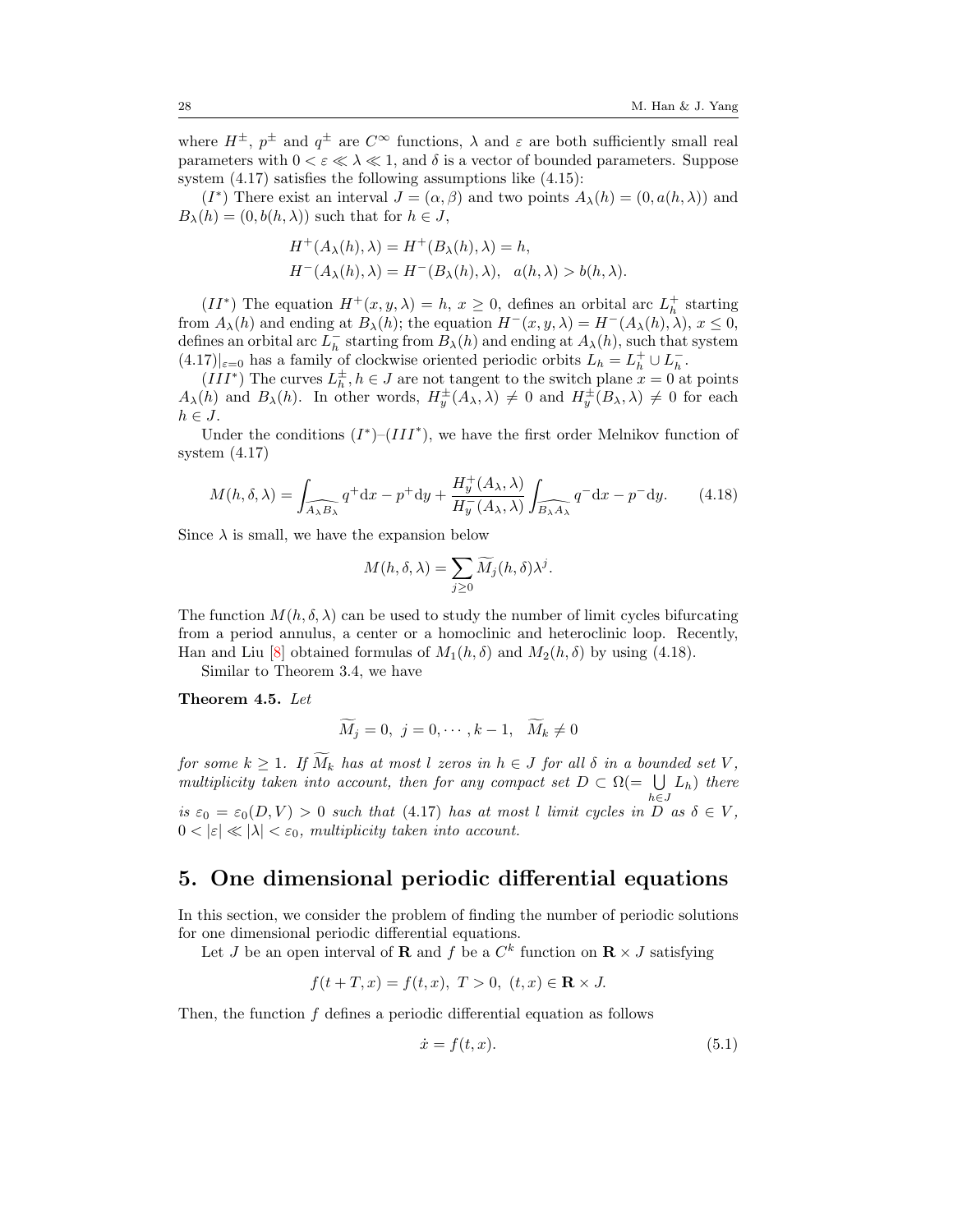where $H^{\pm}$, $p^{\pm}$ and $q^{\pm}$ are $C^{\infty}$ functions, $\lambda$ and $\varepsilon$ are both sufficiently small real parameters with $0 < \varepsilon \ll \lambda \ll 1$, and $\delta$ is a vector of bounded parameters. Suppose system (4.17) satisfies the following assumptions like (4.15):

$(I^*)$ There exist an interval $J = (\alpha, \beta)$ and two points $A_\lambda(h) = (0, a(h, \lambda))$ and $B_\lambda(h) = (0, b(h, \lambda))$ such that for $h \in J$,

$$
\begin{aligned}
&H^+(A_\lambda(h), \lambda) = H^+(B_\lambda(h), \lambda) = h, \\
&H^-(A_\lambda(h), \lambda) = H^-(B_\lambda(h), \lambda), \quad a(h, \lambda) > b(h, \lambda).
\end{aligned}
$$

$(II^*)$ The equation $H^+(x, y, \lambda) = h$, $x \geq 0$, defines an orbital arc $L_h^+$ starting from $A_\lambda(h)$ and ending at $B_\lambda(h)$; the equation $H^-(x, y, \lambda) = H^-(A_\lambda(h), \lambda)$, $x \leq 0$, defines an orbital arc $L_h^-$ starting from $B_\lambda(h)$ and ending at $A_\lambda(h)$, such that system $(4.17)|_{\varepsilon=0}$ has a family of clockwise oriented periodic orbits $L_h = L_h^+ \cup L_h^-$.

$(III^*)$ The curves $L_h^{\pm}, h \in J$ are not tangent to the switch plane $x = 0$ at points $A_\lambda(h)$ and $B_\lambda(h)$. In other words, $H_y^{\pm}(A_\lambda, \lambda) \neq 0$ and $H_y^{\pm}(B_\lambda, \lambda) \neq 0$ for each $h \in J$.

Under the conditions $(I^*)$–$(III^*)$, we have the first order Melnikov function of system (4.17)

$$
M(h, \delta, \lambda) = \int_{\widehat{A_\lambda B_\lambda}} q^+ \mathrm{d}x - p^+ \mathrm{d}y + \frac{H_y^+(A_\lambda, \lambda)}{H_y^-(A_\lambda, \lambda)} \int_{\widehat{B_\lambda A_\lambda}} q^- \mathrm{d}x - p^- \mathrm{d}y. \tag{4.18}
$$

Since $\lambda$ is small, we have the expansion below

$$
M(h, \delta, \lambda) = \sum_{j \geq 0} \widetilde{M}_j(h, \delta) \lambda^j.
$$

The function $M(h, \delta, \lambda)$ can be used to study the number of limit cycles bifurcating from a period annulus, a center or a homoclinic and heteroclinic loop. Recently, Han and Liu [8] obtained formulas of $M_1(h, \delta)$ and $M_2(h, \delta)$ by using (4.18).

Similar to Theorem 3.4, we have

**Theorem 4.5.** *Let*

$$
\widetilde{M}_j = 0, \ j = 0, \cdots, k-1, \quad \widetilde{M}_k \neq 0
$$

*for some $k \geq 1$. If $\widetilde{M}_k$ has at most $l$ zeros in $h \in J$ for all $\delta$ in a bounded set $V$, multiplicity taken into account, then for any compact set $D \subset \Omega (= \bigcup_{h \in J} L_h)$ there is $\varepsilon_0 = \varepsilon_0(D, V) > 0$ such that (4.17) has at most $l$ limit cycles in $D$ as $\delta \in V$, $0 < |\varepsilon| \ll |\lambda| < \varepsilon_0$, multiplicity taken into account.*

## 5. One dimensional periodic differential equations

In this section, we consider the problem of finding the number of periodic solutions for one dimensional periodic differential equations.

Let $J$ be an open interval of $\mathbf{R}$ and $f$ be a $C^k$ function on $\mathbf{R} \times J$ satisfying

$$
f(t + T, x) = f(t, x), \ T > 0, \ (t, x) \in \mathbf{R} \times J.
$$

Then, the function $f$ defines a periodic differential equation as follows

$$
\dot{x} = f(t, x). \tag{5.1}
$$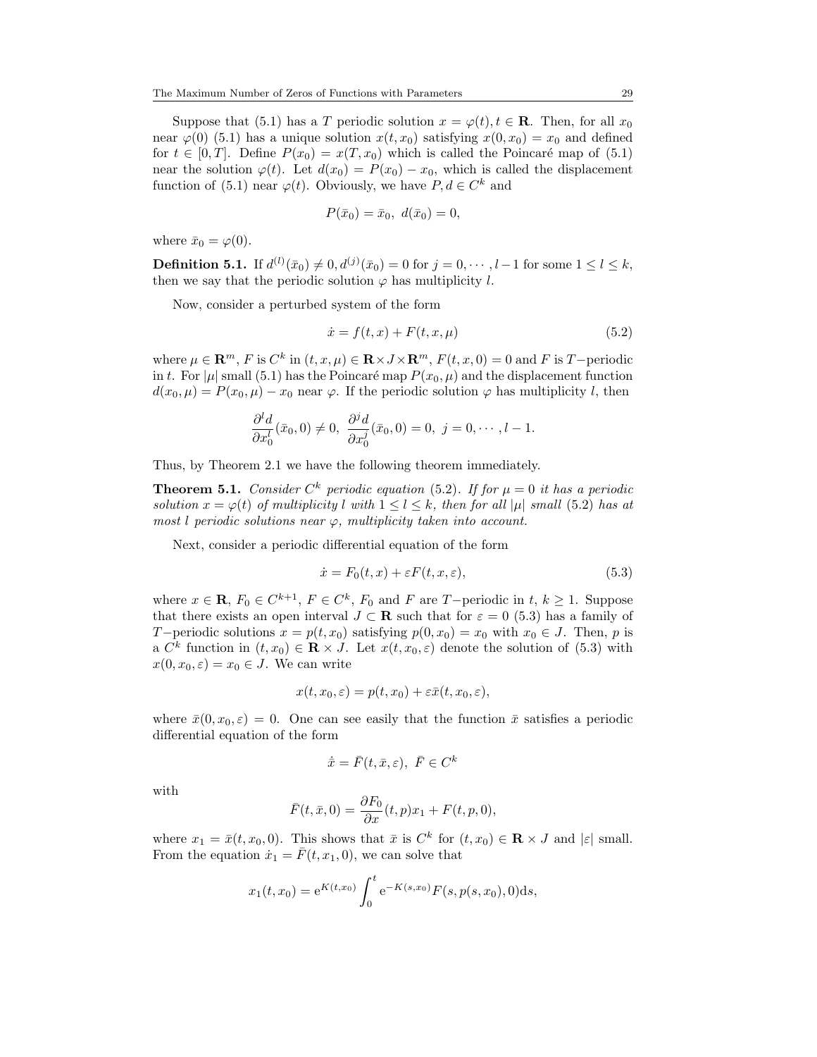Suppose that (5.1) has a $T$ periodic solution $x = \varphi(t), t \in \mathbf{R}$. Then, for all $x_0$ near $\varphi(0)$ (5.1) has a unique solution $x(t, x_0)$ satisfying $x(0, x_0) = x_0$ and defined for $t \in [0, T]$. Define $P(x_0) = x(T, x_0)$ which is called the Poincaré map of (5.1) near the solution $\varphi(t)$. Let $d(x_0) = P(x_0) - x_0$, which is called the displacement function of (5.1) near $\varphi(t)$. Obviously, we have $P, d \in C^k$ and

$$P(\bar{x}_0) = \bar{x}_0, \ d(\bar{x}_0) = 0,$$

where $\bar{x}_0 = \varphi(0)$.

**Definition 5.1.** If $d^{(l)}(\bar{x}_0) \neq 0, d^{(j)}(\bar{x}_0) = 0$ for $j = 0, \cdots, l-1$ for some $1 \leq l \leq k$, then we say that the periodic solution $\varphi$ has multiplicity $l$.

Now, consider a perturbed system of the form

$$\dot{x} = f(t, x) + F(t, x, \mu) \tag{5.2}$$

where $\mu \in \mathbf{R}^m$, $F$ is $C^k$ in $(t, x, \mu) \in \mathbf{R} \times J \times \mathbf{R}^m$, $F(t, x, 0) = 0$ and $F$ is $T-$periodic in $t$. For $|\mu|$ small (5.1) has the Poincaré map $P(x_0, \mu)$ and the displacement function $d(x_0, \mu) = P(x_0, \mu) - x_0$ near $\varphi$. If the periodic solution $\varphi$ has multiplicity $l$, then

$$\frac{\partial^l d}{\partial x_0^l}(\bar{x}_0, 0) \neq 0, \ \frac{\partial^j d}{\partial x_0^j}(\bar{x}_0, 0) = 0, \ j = 0, \cdots, l-1.$$

Thus, by Theorem 2.1 we have the following theorem immediately.

**Theorem 5.1.** *Consider $C^k$ periodic equation* (5.2). *If for $\mu = 0$ it has a periodic solution $x = \varphi(t)$ of multiplicity $l$ with $1 \leq l \leq k$, then for all $|\mu|$ small* (5.2) *has at most $l$ periodic solutions near $\varphi$, multiplicity taken into account.*

Next, consider a periodic differential equation of the form

$$\dot{x} = F_0(t, x) + \varepsilon F(t, x, \varepsilon), \tag{5.3}$$

where $x \in \mathbf{R}$, $F_0 \in C^{k+1}$, $F \in C^k$, $F_0$ and $F$ are $T-$periodic in $t$, $k \geq 1$. Suppose that there exists an open interval $J \subset \mathbf{R}$ such that for $\varepsilon = 0$ (5.3) has a family of $T-$periodic solutions $x = p(t, x_0)$ satisfying $p(0, x_0) = x_0$ with $x_0 \in J$. Then, $p$ is a $C^k$ function in $(t, x_0) \in \mathbf{R} \times J$. Let $x(t, x_0, \varepsilon)$ denote the solution of (5.3) with $x(0, x_0, \varepsilon) = x_0 \in J$. We can write

$$x(t, x_0, \varepsilon) = p(t, x_0) + \varepsilon \bar{x}(t, x_0, \varepsilon),$$

where $\bar{x}(0, x_0, \varepsilon) = 0$. One can see easily that the function $\bar{x}$ satisfies a periodic differential equation of the form

$$\dot{\bar{x}} = \bar{F}(t, \bar{x}, \varepsilon), \ \bar{F} \in C^k$$

with

$$\bar{F}(t, \bar{x}, 0) = \frac{\partial F_0}{\partial x}(t, p)x_1 + F(t, p, 0),$$

where $x_1 = \bar{x}(t, x_0, 0)$. This shows that $\bar{x}$ is $C^k$ for $(t, x_0) \in \mathbf{R} \times J$ and $|\varepsilon|$ small. From the equation $\dot{x}_1 = \bar{F}(t, x_1, 0)$, we can solve that

$$x_1(t, x_0) = \mathrm{e}^{K(t, x_0)} \int_0^t \mathrm{e}^{-K(s, x_0)} F(s, p(s, x_0), 0) \mathrm{d}s,$$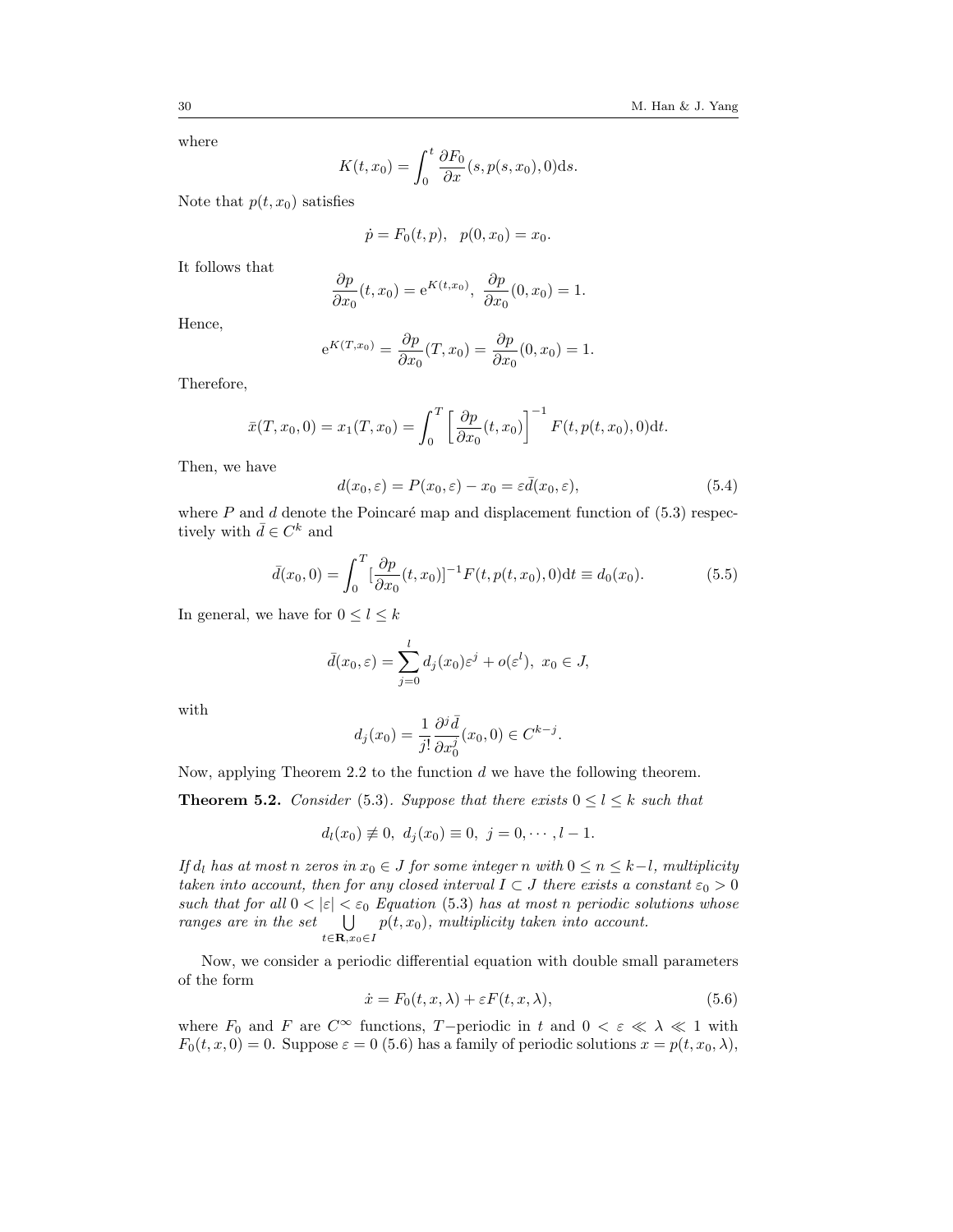where

$$K(t, x_0) = \int_0^t \frac{\partial F_0}{\partial x}(s, p(s, x_0), 0)\mathrm{d}s.$$

Note that $p(t, x_0)$ satisfies

$$\dot{p} = F_0(t, p), \quad p(0, x_0) = x_0.$$

It follows that

$$\frac{\partial p}{\partial x_0}(t, x_0) = \mathrm{e}^{K(t,x_0)}, \ \ \frac{\partial p}{\partial x_0}(0, x_0) = 1.$$

Hence,

$$\mathrm{e}^{K(T,x_0)} = \frac{\partial p}{\partial x_0}(T, x_0) = \frac{\partial p}{\partial x_0}(0, x_0) = 1.$$

Therefore,

$$\bar{x}(T, x_0, 0) = x_1(T, x_0) = \int_0^T \left[\frac{\partial p}{\partial x_0}(t, x_0)\right]^{-1} F(t, p(t, x_0), 0)\mathrm{d}t.$$

Then, we have

$$d(x_0, \varepsilon) = P(x_0, \varepsilon) - x_0 = \varepsilon \bar{d}(x_0, \varepsilon), \tag{5.4}$$

where $P$ and $d$ denote the Poincaré map and displacement function of (5.3) respectively with $\bar{d} \in C^k$ and

$$\bar{d}(x_0, 0) = \int_0^T [\frac{\partial p}{\partial x_0}(t, x_0)]^{-1} F(t, p(t, x_0), 0)\mathrm{d}t \equiv d_0(x_0). \tag{5.5}$$

In general, we have for $0 \le l \le k$

$$\bar{d}(x_0, \varepsilon) = \sum_{j=0}^{l} d_j(x_0)\varepsilon^j + o(\varepsilon^l), \ x_0 \in J,$$

with

$$d_j(x_0) = \frac{1}{j!}\frac{\partial^j \bar{d}}{\partial x_0^j}(x_0, 0) \in C^{k-j}.$$

Now, applying Theorem 2.2 to the function $d$ we have the following theorem.

**Theorem 5.2.** *Consider* (5.3). *Suppose that there exists $0 \le l \le k$ such that*

$$d_l(x_0) \not\equiv 0, \ d_j(x_0) \equiv 0, \ j = 0, \cdots, l-1.$$

*If $d_l$ has at most $n$ zeros in $x_0 \in J$ for some integer $n$ with $0 \le n \le k-l$, multiplicity taken into account, then for any closed interval $I \subset J$ there exists a constant $\varepsilon_0 > 0$ such that for all $0 < |\varepsilon| < \varepsilon_0$ Equation* (5.3) *has at most $n$ periodic solutions whose ranges are in the set $\bigcup_{t\in\mathbf{R}, x_0\in I} p(t, x_0)$, multiplicity taken into account.*

Now, we consider a periodic differential equation with double small parameters of the form

$$\dot{x} = F_0(t, x, \lambda) + \varepsilon F(t, x, \lambda), \tag{5.6}$$

where $F_0$ and $F$ are $C^\infty$ functions, $T$−periodic in $t$ and $0 < \varepsilon \ll \lambda \ll 1$ with $F_0(t, x, 0) = 0$. Suppose $\varepsilon = 0$ (5.6) has a family of periodic solutions $x = p(t, x_0, \lambda)$,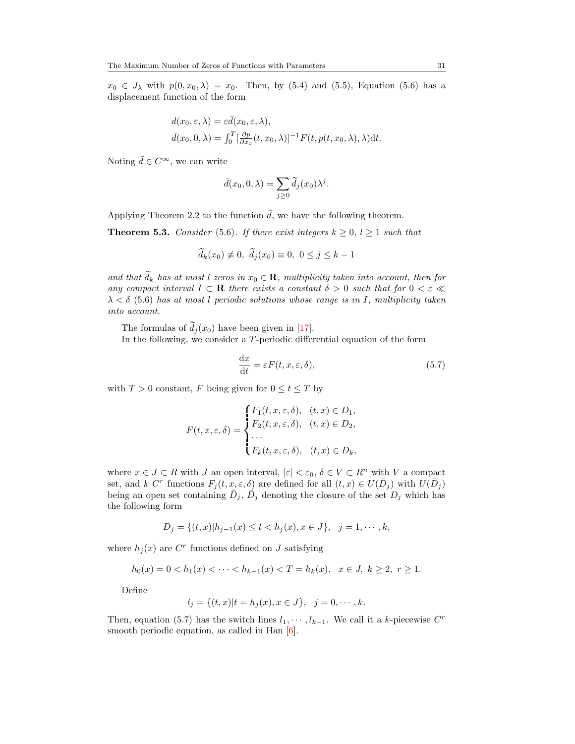$x_0 \in J_\lambda$ with $p(0, x_0, \lambda) = x_0$. Then, by (5.4) and (5.5), Equation (5.6) has a displacement function of the form

$$
\begin{aligned}
&d(x_0, \varepsilon, \lambda) = \varepsilon \bar{d}(x_0, \varepsilon, \lambda), \\
&\bar{d}(x_0, 0, \lambda) = \int_0^T [\tfrac{\partial p}{\partial x_0}(t, x_0, \lambda)]^{-1} F(t, p(t, x_0, \lambda), \lambda) \mathrm{d}t.
\end{aligned}
$$

Noting $\bar{d} \in C^\infty$, we can write

$$
\bar{d}(x_0, 0, \lambda) = \sum_{j \geq 0} \widetilde{d}_j(x_0) \lambda^j.
$$

Applying Theorem 2.2 to the function $\bar{d}$, we have the following theorem.

**Theorem 5.3.** *Consider* (5.6). *If there exist integers $k \geq 0$, $l \geq 1$ such that*

$$
\widetilde{d}_k(x_0) \not\equiv 0, \ \widetilde{d}_j(x_0) \equiv 0, \ 0 \leq j \leq k-1
$$

*and that $\widetilde{d}_k$ has at most $l$ zeros in $x_0 \in \mathbf{R}$, multiplicity taken into account, then for any compact interval $I \subset \mathbf{R}$ there exists a constant $\delta > 0$ such that for $0 < \varepsilon \ll \lambda < \delta$ (5.6) has at most $l$ periodic solutions whose range is in $I$, multiplicity taken into account.*

The formulas of $\widetilde{d}_j(x_0)$ have been given in [17].

In the following, we consider a $T$-periodic differential equation of the form

$$
\frac{\mathrm{d}x}{\mathrm{d}t} = \varepsilon F(t, x, \varepsilon, \delta), \tag{5.7}
$$

with $T > 0$ constant, $F$ being given for $0 \leq t \leq T$ by

$$
F(t, x, \varepsilon, \delta) = \begin{cases} F_1(t, x, \varepsilon, \delta), & (t, x) \in D_1, \\ F_2(t, x, \varepsilon, \delta), & (t, x) \in D_2, \\ \cdots \\ F_k(t, x, \varepsilon, \delta), & (t, x) \in D_k, \end{cases}
$$

where $x \in J \subset R$ with $J$ an open interval, $|\varepsilon| < \varepsilon_0$, $\delta \in V \subset R^n$ with $V$ a compact set, and $k$ $C^r$ functions $F_j(t, x, \varepsilon, \delta)$ are defined for all $(t, x) \in U(\bar{D}_j)$ with $U(\bar{D}_j)$ being an open set containing $\bar{D}_j$, $\bar{D}_j$ denoting the closure of the set $D_j$ which has the following form

$$
D_j = \{(t, x) | h_{j-1}(x) \leq t < h_j(x), x \in J\}, \quad j = 1, \cdots, k,
$$

where $h_j(x)$ are $C^r$ functions defined on $J$ satisfying

$$
h_0(x) = 0 < h_1(x) < \cdots < h_{k-1}(x) < T = h_k(x), \quad x \in J, \ k \geq 2, \ r \geq 1.
$$

Define

$$
l_j = \{(t, x) | t = h_j(x), x \in J\}, \quad j = 0, \cdots, k.
$$

Then, equation (5.7) has the switch lines $l_1, \cdots, l_{k-1}$. We call it a $k$-piecewise $C^r$ smooth periodic equation, as called in Han [6].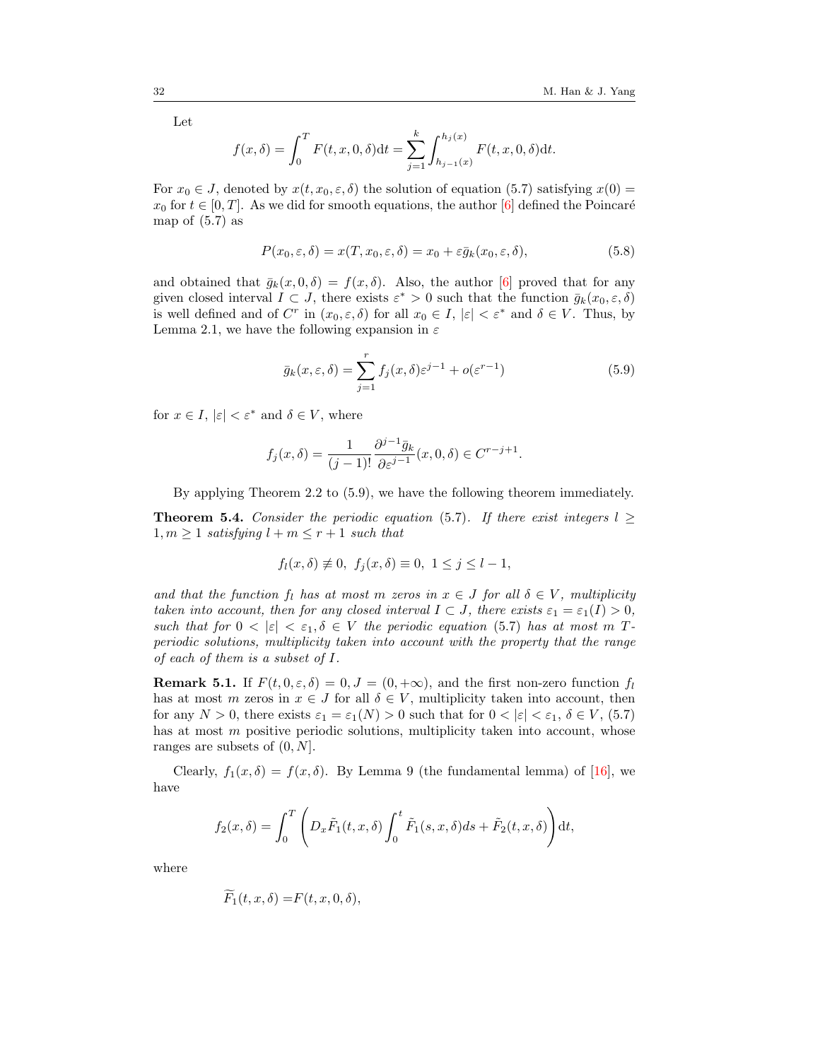Let

$$f(x,\delta)=\int_0^T F(t,x,0,\delta)\mathrm{d}t=\sum_{j=1}^{k}\int_{h_{j-1}(x)}^{h_j(x)} F(t,x,0,\delta)\mathrm{d}t.$$

For $x_0 \in J$, denoted by $x(t,x_0,\varepsilon,\delta)$ the solution of equation (5.7) satisfying $x(0)=x_0$ for $t\in[0,T]$. As we did for smooth equations, the author [6] defined the Poincaré map of (5.7) as

$$P(x_0,\varepsilon,\delta)=x(T,x_0,\varepsilon,\delta)=x_0+\varepsilon\bar{g}_k(x_0,\varepsilon,\delta), \tag{5.8}$$

and obtained that $\bar{g}_k(x,0,\delta)=f(x,\delta)$. Also, the author [6] proved that for any given closed interval $I\subset J$, there exists $\varepsilon^*>0$ such that the function $\bar{g}_k(x_0,\varepsilon,\delta)$ is well defined and of $C^r$ in $(x_0,\varepsilon,\delta)$ for all $x_0\in I$, $|\varepsilon|<\varepsilon^*$ and $\delta\in V$. Thus, by Lemma 2.1, we have the following expansion in $\varepsilon$

$$\bar{g}_k(x,\varepsilon,\delta)=\sum_{j=1}^{r} f_j(x,\delta)\varepsilon^{j-1}+o(\varepsilon^{r-1}) \tag{5.9}$$

for $x\in I$, $|\varepsilon|<\varepsilon^*$ and $\delta\in V$, where

$$f_j(x,\delta)=\frac{1}{(j-1)!}\frac{\partial^{j-1}\bar{g}_k}{\partial\varepsilon^{j-1}}(x,0,\delta)\in C^{r-j+1}.$$

By applying Theorem 2.2 to (5.9), we have the following theorem immediately.

**Theorem 5.4.** *Consider the periodic equation (5.7). If there exist integers $l\geq 1, m\geq 1$ satisfying $l+m\leq r+1$ such that*

$$f_l(x,\delta)\not\equiv 0,\ f_j(x,\delta)\equiv 0,\ 1\leq j\leq l-1,$$

*and that the function $f_l$ has at most $m$ zeros in $x\in J$ for all $\delta\in V$, multiplicity taken into account, then for any closed interval $I\subset J$, there exists $\varepsilon_1=\varepsilon_1(I)>0$, such that for $0<|\varepsilon|<\varepsilon_1, \delta\in V$ the periodic equation (5.7) has at most $m$ $T$-periodic solutions, multiplicity taken into account with the property that the range of each of them is a subset of $I$.*

**Remark 5.1.** If $F(t,0,\varepsilon,\delta)=0, J=(0,+\infty)$, and the first non-zero function $f_l$ has at most $m$ zeros in $x\in J$ for all $\delta\in V$, multiplicity taken into account, then for any $N>0$, there exists $\varepsilon_1=\varepsilon_1(N)>0$ such that for $0<|\varepsilon|<\varepsilon_1$, $\delta\in V$, (5.7) has at most $m$ positive periodic solutions, multiplicity taken into account, whose ranges are subsets of $(0,N]$.

Clearly, $f_1(x,\delta)=f(x,\delta)$. By Lemma 9 (the fundamental lemma) of [16], we have

$$f_2(x,\delta)=\int_0^T\left(D_x\tilde{F}_1(t,x,\delta)\int_0^t\tilde{F}_1(s,x,\delta)ds+\tilde{F}_2(t,x,\delta)\right)\mathrm{d}t,$$

where

$$\widetilde{F_1}(t,x,\delta)=F(t,x,0,\delta),$$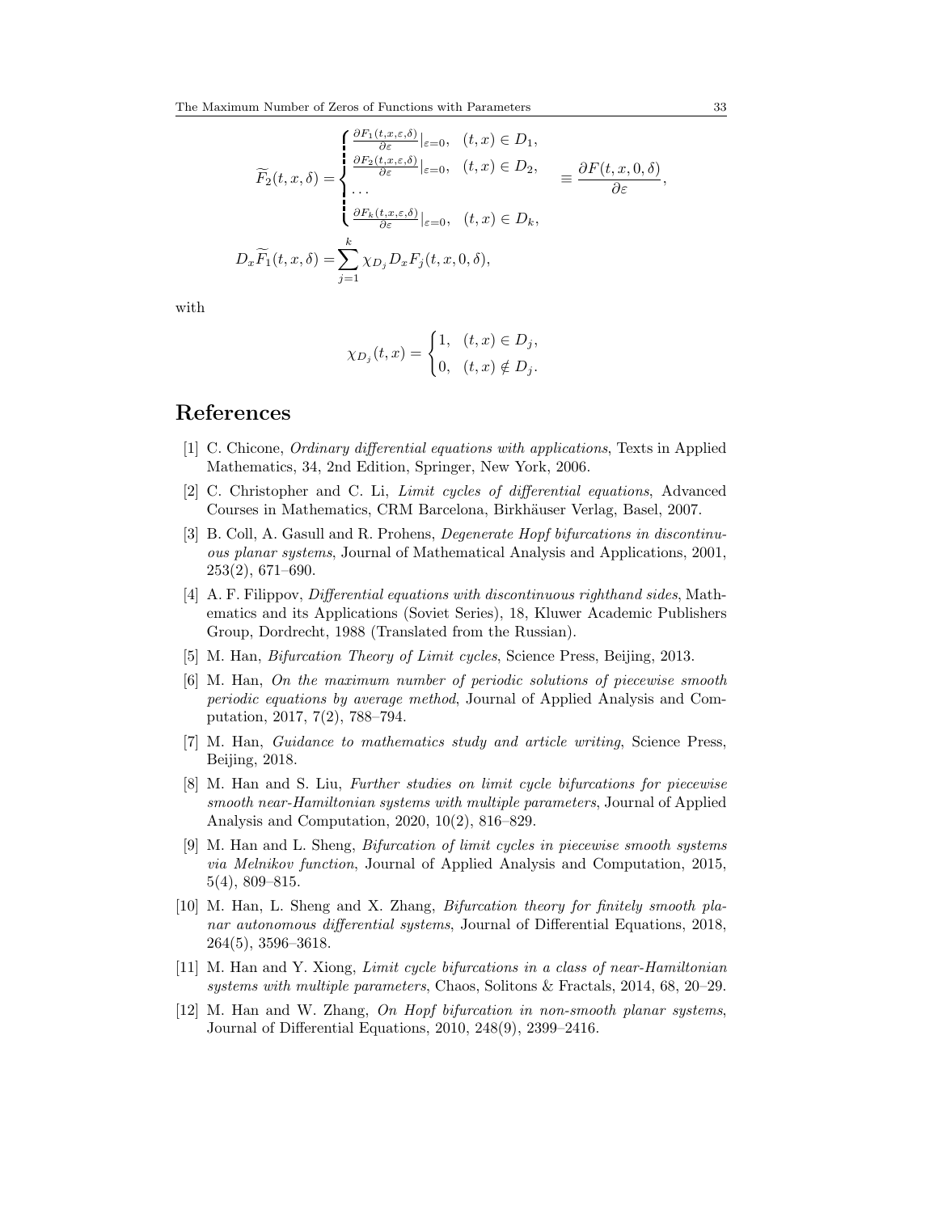$$
\widetilde{F}_2(t,x,\delta) = \begin{cases} \frac{\partial F_1(t,x,\varepsilon,\delta)}{\partial \varepsilon}|_{\varepsilon=0}, & (t,x) \in D_1, \\ \frac{\partial F_2(t,x,\varepsilon,\delta)}{\partial \varepsilon}|_{\varepsilon=0}, & (t,x) \in D_2, \\ \dots \\ \frac{\partial F_k(t,x,\varepsilon,\delta)}{\partial \varepsilon}|_{\varepsilon=0}, & (t,x) \in D_k, \end{cases} \equiv \frac{\partial F(t,x,0,\delta)}{\partial \varepsilon},
$$

$$
D_x \widetilde{F}_1(t,x,\delta) = \sum_{j=1}^{k} \chi_{D_j} D_x F_j(t,x,0,\delta),
$$

with

$$
\chi_{D_j}(t,x) = \begin{cases} 1, & (t,x) \in D_j, \\ 0, & (t,x) \notin D_j. \end{cases}
$$

# References

[1] C. Chicone, *Ordinary differential equations with applications*, Texts in Applied Mathematics, 34, 2nd Edition, Springer, New York, 2006.

[2] C. Christopher and C. Li, *Limit cycles of differential equations*, Advanced Courses in Mathematics, CRM Barcelona, Birkhäuser Verlag, Basel, 2007.

[3] B. Coll, A. Gasull and R. Prohens, *Degenerate Hopf bifurcations in discontinuous planar systems*, Journal of Mathematical Analysis and Applications, 2001, 253(2), 671–690.

[4] A. F. Filippov, *Differential equations with discontinuous righthand sides*, Mathematics and its Applications (Soviet Series), 18, Kluwer Academic Publishers Group, Dordrecht, 1988 (Translated from the Russian).

[5] M. Han, *Bifurcation Theory of Limit cycles*, Science Press, Beijing, 2013.

[6] M. Han, *On the maximum number of periodic solutions of piecewise smooth periodic equations by average method*, Journal of Applied Analysis and Computation, 2017, 7(2), 788–794.

[7] M. Han, *Guidance to mathematics study and article writing*, Science Press, Beijing, 2018.

[8] M. Han and S. Liu, *Further studies on limit cycle bifurcations for piecewise smooth near-Hamiltonian systems with multiple parameters*, Journal of Applied Analysis and Computation, 2020, 10(2), 816–829.

[9] M. Han and L. Sheng, *Bifurcation of limit cycles in piecewise smooth systems via Melnikov function*, Journal of Applied Analysis and Computation, 2015, 5(4), 809–815.

[10] M. Han, L. Sheng and X. Zhang, *Bifurcation theory for finitely smooth planar autonomous differential systems*, Journal of Differential Equations, 2018, 264(5), 3596–3618.

[11] M. Han and Y. Xiong, *Limit cycle bifurcations in a class of near-Hamiltonian systems with multiple parameters*, Chaos, Solitons & Fractals, 2014, 68, 20–29.

[12] M. Han and W. Zhang, *On Hopf bifurcation in non-smooth planar systems*, Journal of Differential Equations, 2010, 248(9), 2399–2416.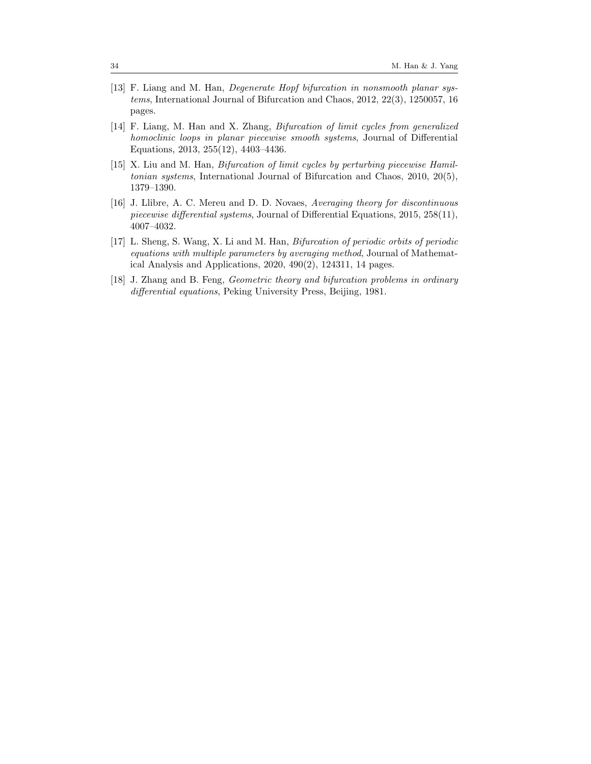[13] F. Liang and M. Han, *Degenerate Hopf bifurcation in nonsmooth planar systems*, International Journal of Bifurcation and Chaos, 2012, 22(3), 1250057, 16 pages.

[14] F. Liang, M. Han and X. Zhang, *Bifurcation of limit cycles from generalized homoclinic loops in planar piecewise smooth systems*, Journal of Differential Equations, 2013, 255(12), 4403–4436.

[15] X. Liu and M. Han, *Bifurcation of limit cycles by perturbing piecewise Hamiltonian systems*, International Journal of Bifurcation and Chaos, 2010, 20(5), 1379–1390.

[16] J. Llibre, A. C. Mereu and D. D. Novaes, *Averaging theory for discontinuous piecewise differential systems*, Journal of Differential Equations, 2015, 258(11), 4007–4032.

[17] L. Sheng, S. Wang, X. Li and M. Han, *Bifurcation of periodic orbits of periodic equations with multiple parameters by averaging method*, Journal of Mathematical Analysis and Applications, 2020, 490(2), 124311, 14 pages.

[18] J. Zhang and B. Feng, *Geometric theory and bifurcation problems in ordinary differential equations*, Peking University Press, Beijing, 1981.